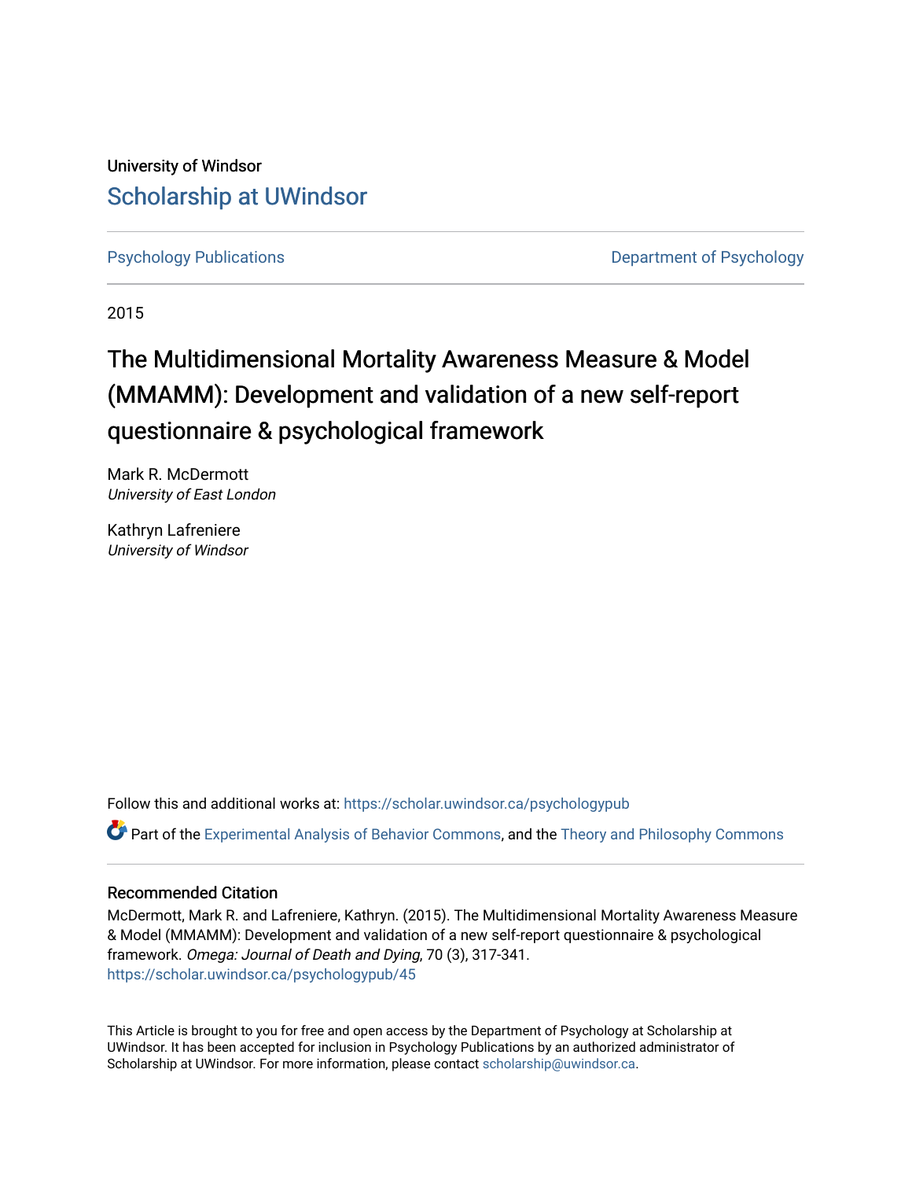University of Windsor

Scholarship at UWindsor

Psychology Publications

Department of Psychology

2015

# The Multidimensional Mortality Awareness Measure & Model (MMAMM): Development and validation of a new self-report questionnaire & psychological framework

Mark R. McDermott
*University of East London*

Kathryn Lafreniere
*University of Windsor*

Follow this and additional works at: https://scholar.uwindsor.ca/psychologypub

Part of the Experimental Analysis of Behavior Commons, and the Theory and Philosophy Commons

## Recommended Citation

McDermott, Mark R. and Lafreniere, Kathryn. (2015). The Multidimensional Mortality Awareness Measure & Model (MMAMM): Development and validation of a new self-report questionnaire & psychological framework. *Omega: Journal of Death and Dying*, 70 (3), 317-341.
https://scholar.uwindsor.ca/psychologypub/45

This Article is brought to you for free and open access by the Department of Psychology at Scholarship at UWindsor. It has been accepted for inclusion in Psychology Publications by an authorized administrator of Scholarship at UWindsor. For more information, please contact scholarship@uwindsor.ca.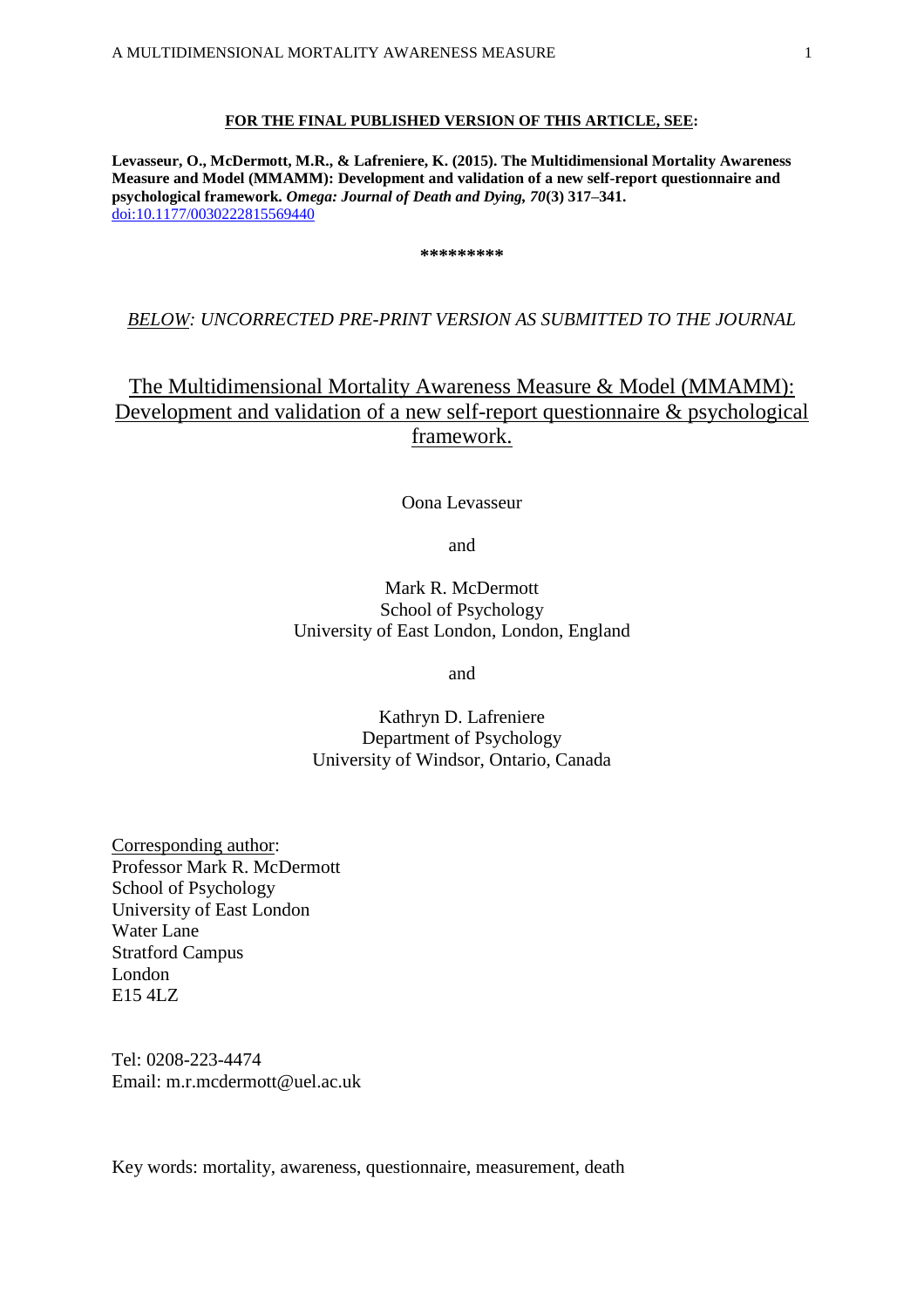**FOR THE FINAL PUBLISHED VERSION OF THIS ARTICLE, SEE:**

**Levasseur, O., McDermott, M.R., & Lafreniere, K. (2015). The Multidimensional Mortality Awareness Measure and Model (MMAMM): Development and validation of a new self-report questionnaire and psychological framework. *Omega: Journal of Death and Dying, 70*(3) 317–341.**
doi:10.1177/0030222815569440

**\*\*\*\*\*\*\*\*\***

*BELOW: UNCORRECTED PRE-PRINT VERSION AS SUBMITTED TO THE JOURNAL*

# The Multidimensional Mortality Awareness Measure & Model (MMAMM): Development and validation of a new self-report questionnaire & psychological framework.

Oona Levasseur

and

Mark R. McDermott
School of Psychology
University of East London, London, England

and

Kathryn D. Lafreniere
Department of Psychology
University of Windsor, Ontario, Canada

Corresponding author:
Professor Mark R. McDermott
School of Psychology
University of East London
Water Lane
Stratford Campus
London
E15 4LZ

Tel: 0208-223-4474
Email: m.r.mcdermott@uel.ac.uk

Key words: mortality, awareness, questionnaire, measurement, death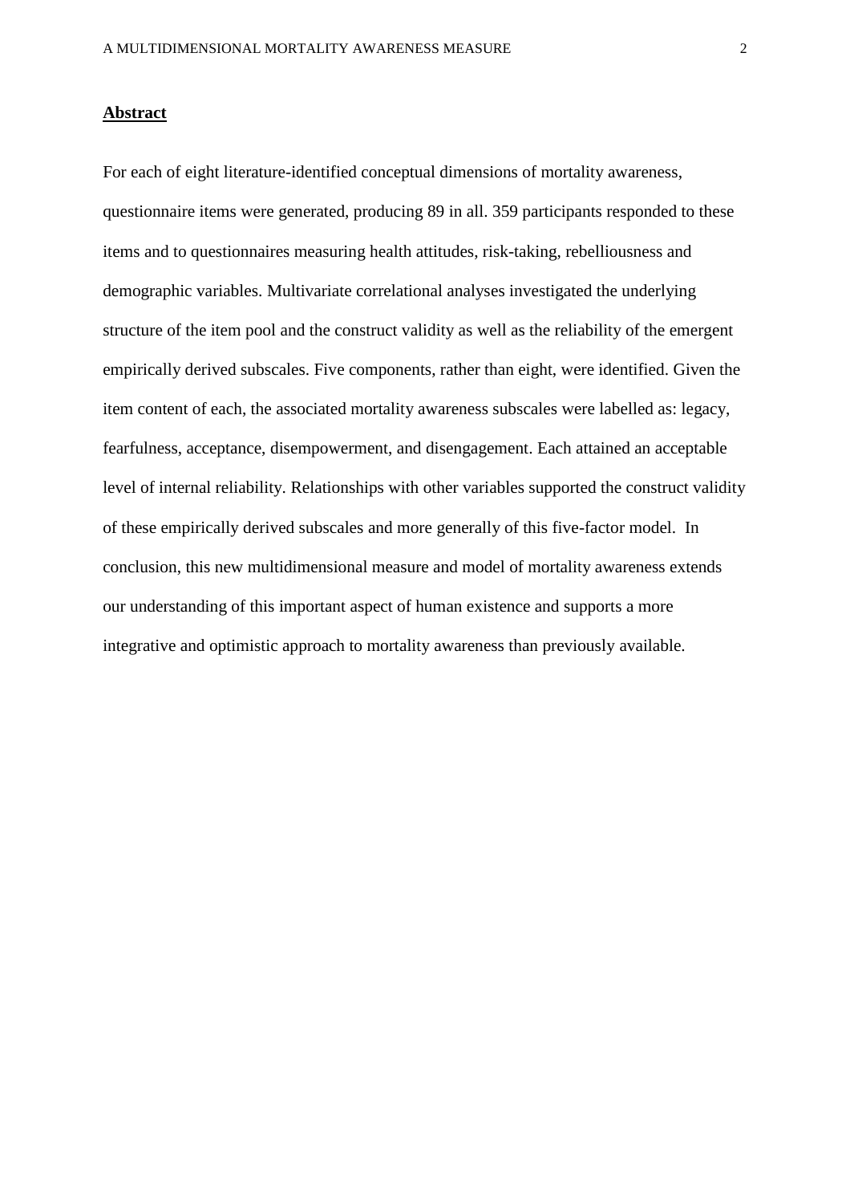## Abstract

For each of eight literature-identified conceptual dimensions of mortality awareness, questionnaire items were generated, producing 89 in all. 359 participants responded to these items and to questionnaires measuring health attitudes, risk-taking, rebelliousness and demographic variables. Multivariate correlational analyses investigated the underlying structure of the item pool and the construct validity as well as the reliability of the emergent empirically derived subscales. Five components, rather than eight, were identified. Given the item content of each, the associated mortality awareness subscales were labelled as: legacy, fearfulness, acceptance, disempowerment, and disengagement. Each attained an acceptable level of internal reliability. Relationships with other variables supported the construct validity of these empirically derived subscales and more generally of this five-factor model. In conclusion, this new multidimensional measure and model of mortality awareness extends our understanding of this important aspect of human existence and supports a more integrative and optimistic approach to mortality awareness than previously available.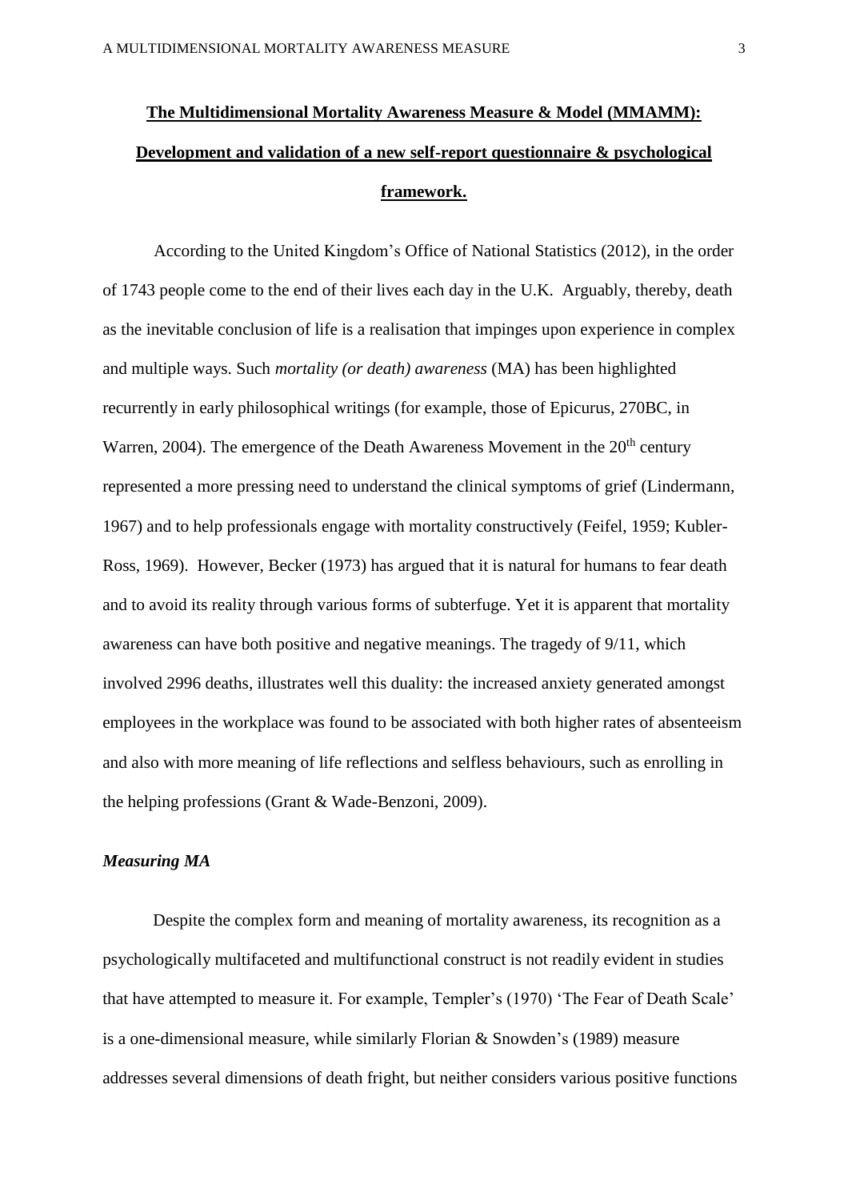# The Multidimensional Mortality Awareness Measure & Model (MMAMM): Development and validation of a new self-report questionnaire & psychological framework.

According to the United Kingdom's Office of National Statistics (2012), in the order of 1743 people come to the end of their lives each day in the U.K. Arguably, thereby, death as the inevitable conclusion of life is a realisation that impinges upon experience in complex and multiple ways. Such *mortality (or death) awareness* (MA) has been highlighted recurrently in early philosophical writings (for example, those of Epicurus, 270BC, in Warren, 2004). The emergence of the Death Awareness Movement in the 20th century represented a more pressing need to understand the clinical symptoms of grief (Lindermann, 1967) and to help professionals engage with mortality constructively (Feifel, 1959; Kubler-Ross, 1969). However, Becker (1973) has argued that it is natural for humans to fear death and to avoid its reality through various forms of subterfuge. Yet it is apparent that mortality awareness can have both positive and negative meanings. The tragedy of 9/11, which involved 2996 deaths, illustrates well this duality: the increased anxiety generated amongst employees in the workplace was found to be associated with both higher rates of absenteeism and also with more meaning of life reflections and selfless behaviours, such as enrolling in the helping professions (Grant & Wade-Benzoni, 2009).

## *Measuring MA*

Despite the complex form and meaning of mortality awareness, its recognition as a psychologically multifaceted and multifunctional construct is not readily evident in studies that have attempted to measure it. For example, Templer's (1970) 'The Fear of Death Scale' is a one-dimensional measure, while similarly Florian & Snowden's (1989) measure addresses several dimensions of death fright, but neither considers various positive functions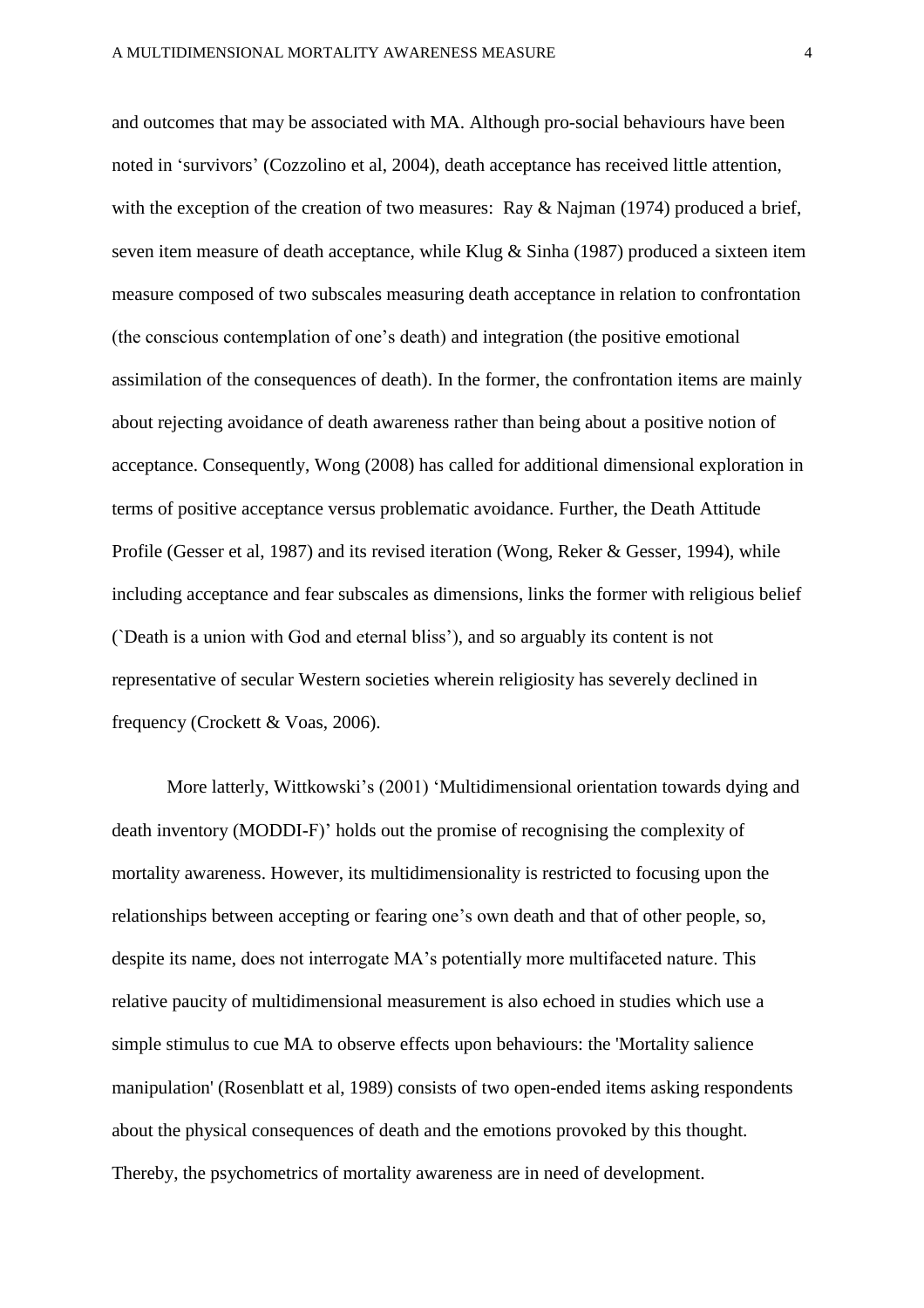and outcomes that may be associated with MA. Although pro-social behaviours have been noted in 'survivors' (Cozzolino et al, 2004), death acceptance has received little attention, with the exception of the creation of two measures: Ray & Najman (1974) produced a brief, seven item measure of death acceptance, while Klug & Sinha (1987) produced a sixteen item measure composed of two subscales measuring death acceptance in relation to confrontation (the conscious contemplation of one's death) and integration (the positive emotional assimilation of the consequences of death). In the former, the confrontation items are mainly about rejecting avoidance of death awareness rather than being about a positive notion of acceptance. Consequently, Wong (2008) has called for additional dimensional exploration in terms of positive acceptance versus problematic avoidance. Further, the Death Attitude Profile (Gesser et al, 1987) and its revised iteration (Wong, Reker & Gesser, 1994), while including acceptance and fear subscales as dimensions, links the former with religious belief (`Death is a union with God and eternal bliss'), and so arguably its content is not representative of secular Western societies wherein religiosity has severely declined in frequency (Crockett & Voas, 2006).

More latterly, Wittkowski's (2001) 'Multidimensional orientation towards dying and death inventory (MODDI-F)' holds out the promise of recognising the complexity of mortality awareness. However, its multidimensionality is restricted to focusing upon the relationships between accepting or fearing one's own death and that of other people, so, despite its name, does not interrogate MA's potentially more multifaceted nature. This relative paucity of multidimensional measurement is also echoed in studies which use a simple stimulus to cue MA to observe effects upon behaviours: the 'Mortality salience manipulation' (Rosenblatt et al, 1989) consists of two open-ended items asking respondents about the physical consequences of death and the emotions provoked by this thought. Thereby, the psychometrics of mortality awareness are in need of development.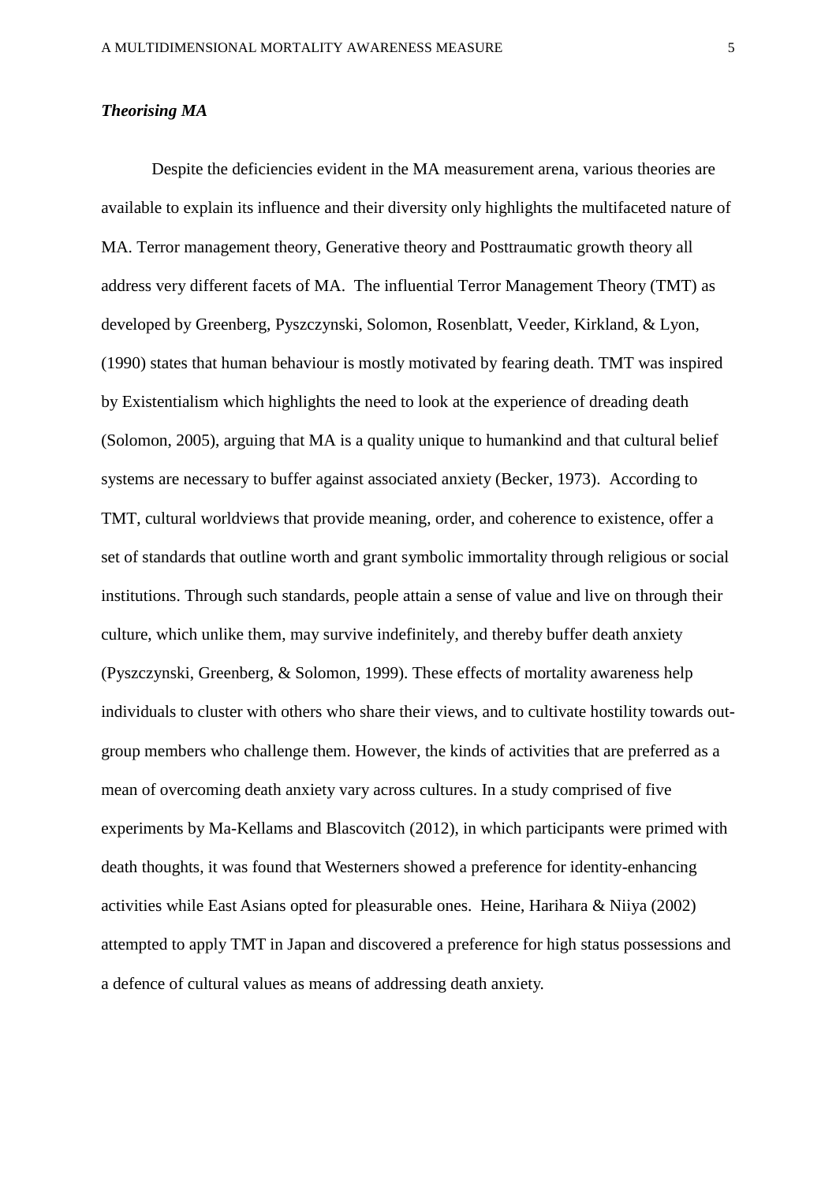***Theorising MA***

Despite the deficiencies evident in the MA measurement arena, various theories are available to explain its influence and their diversity only highlights the multifaceted nature of MA. Terror management theory, Generative theory and Posttraumatic growth theory all address very different facets of MA. The influential Terror Management Theory (TMT) as developed by Greenberg, Pyszczynski, Solomon, Rosenblatt, Veeder, Kirkland, & Lyon, (1990) states that human behaviour is mostly motivated by fearing death. TMT was inspired by Existentialism which highlights the need to look at the experience of dreading death (Solomon, 2005), arguing that MA is a quality unique to humankind and that cultural belief systems are necessary to buffer against associated anxiety (Becker, 1973). According to TMT, cultural worldviews that provide meaning, order, and coherence to existence, offer a set of standards that outline worth and grant symbolic immortality through religious or social institutions. Through such standards, people attain a sense of value and live on through their culture, which unlike them, may survive indefinitely, and thereby buffer death anxiety (Pyszczynski, Greenberg, & Solomon, 1999). These effects of mortality awareness help individuals to cluster with others who share their views, and to cultivate hostility towards out-group members who challenge them. However, the kinds of activities that are preferred as a mean of overcoming death anxiety vary across cultures. In a study comprised of five experiments by Ma-Kellams and Blascovitch (2012), in which participants were primed with death thoughts, it was found that Westerners showed a preference for identity-enhancing activities while East Asians opted for pleasurable ones. Heine, Harihara & Niiya (2002) attempted to apply TMT in Japan and discovered a preference for high status possessions and a defence of cultural values as means of addressing death anxiety.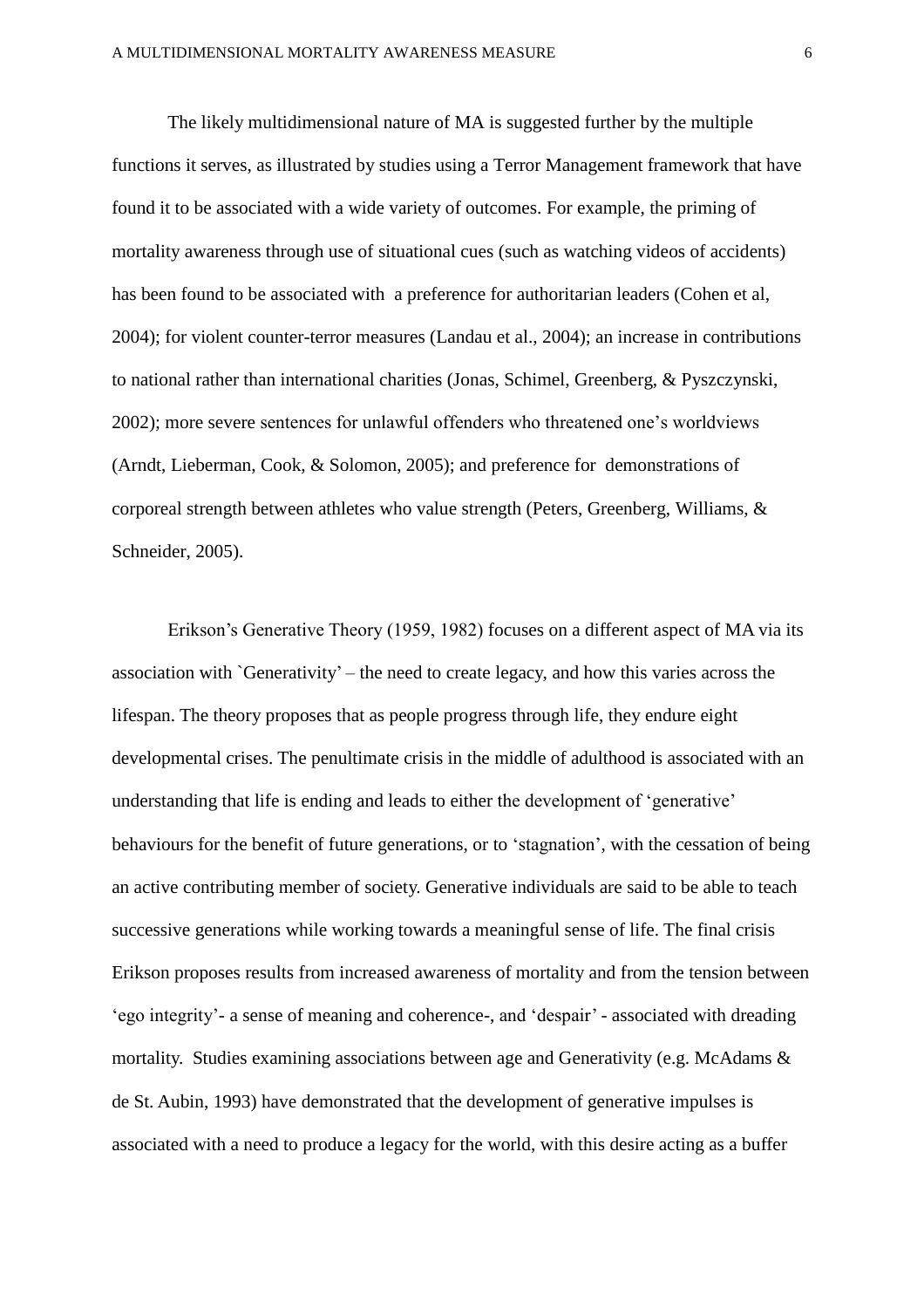The likely multidimensional nature of MA is suggested further by the multiple functions it serves, as illustrated by studies using a Terror Management framework that have found it to be associated with a wide variety of outcomes. For example, the priming of mortality awareness through use of situational cues (such as watching videos of accidents) has been found to be associated with  a preference for authoritarian leaders (Cohen et al, 2004); for violent counter-terror measures (Landau et al., 2004); an increase in contributions to national rather than international charities (Jonas, Schimel, Greenberg, & Pyszczynski, 2002); more severe sentences for unlawful offenders who threatened one's worldviews (Arndt, Lieberman, Cook, & Solomon, 2005); and preference for  demonstrations of corporeal strength between athletes who value strength (Peters, Greenberg, Williams, & Schneider, 2005).

Erikson's Generative Theory (1959, 1982) focuses on a different aspect of MA via its association with `Generativity' – the need to create legacy, and how this varies across the lifespan. The theory proposes that as people progress through life, they endure eight developmental crises. The penultimate crisis in the middle of adulthood is associated with an understanding that life is ending and leads to either the development of 'generative' behaviours for the benefit of future generations, or to 'stagnation', with the cessation of being an active contributing member of society. Generative individuals are said to be able to teach successive generations while working towards a meaningful sense of life. The final crisis Erikson proposes results from increased awareness of mortality and from the tension between 'ego integrity'- a sense of meaning and coherence-, and 'despair' - associated with dreading mortality.  Studies examining associations between age and Generativity (e.g. McAdams & de St. Aubin, 1993) have demonstrated that the development of generative impulses is associated with a need to produce a legacy for the world, with this desire acting as a buffer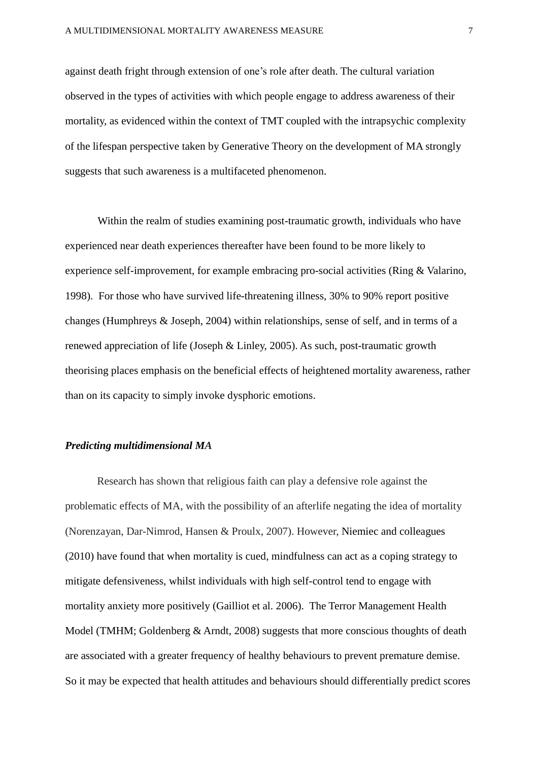against death fright through extension of one's role after death. The cultural variation observed in the types of activities with which people engage to address awareness of their mortality, as evidenced within the context of TMT coupled with the intrapsychic complexity of the lifespan perspective taken by Generative Theory on the development of MA strongly suggests that such awareness is a multifaceted phenomenon.

Within the realm of studies examining post-traumatic growth, individuals who have experienced near death experiences thereafter have been found to be more likely to experience self-improvement, for example embracing pro-social activities (Ring & Valarino, 1998). For those who have survived life-threatening illness, 30% to 90% report positive changes (Humphreys & Joseph, 2004) within relationships, sense of self, and in terms of a renewed appreciation of life (Joseph & Linley, 2005). As such, post-traumatic growth theorising places emphasis on the beneficial effects of heightened mortality awareness, rather than on its capacity to simply invoke dysphoric emotions.

### ***Predicting multidimensional MA***

Research has shown that religious faith can play a defensive role against the problematic effects of MA, with the possibility of an afterlife negating the idea of mortality (Norenzayan, Dar-Nimrod, Hansen & Proulx, 2007). However, Niemiec and colleagues (2010) have found that when mortality is cued, mindfulness can act as a coping strategy to mitigate defensiveness, whilst individuals with high self-control tend to engage with mortality anxiety more positively (Gailliot et al. 2006). The Terror Management Health Model (TMHM; Goldenberg & Arndt, 2008) suggests that more conscious thoughts of death are associated with a greater frequency of healthy behaviours to prevent premature demise. So it may be expected that health attitudes and behaviours should differentially predict scores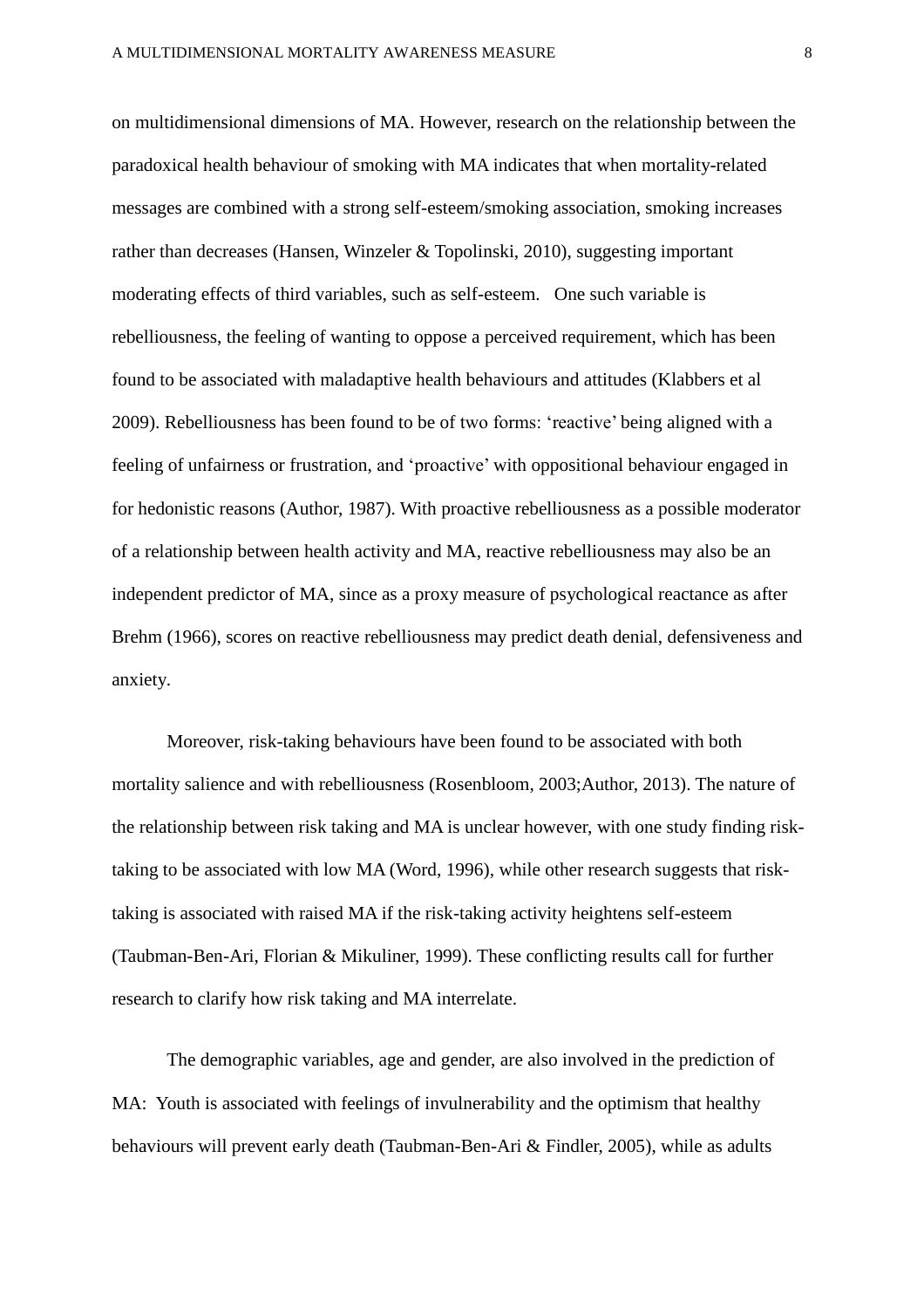on multidimensional dimensions of MA. However, research on the relationship between the paradoxical health behaviour of smoking with MA indicates that when mortality-related messages are combined with a strong self-esteem/smoking association, smoking increases rather than decreases (Hansen, Winzeler & Topolinski, 2010), suggesting important moderating effects of third variables, such as self-esteem.   One such variable is rebelliousness, the feeling of wanting to oppose a perceived requirement, which has been found to be associated with maladaptive health behaviours and attitudes (Klabbers et al 2009). Rebelliousness has been found to be of two forms: 'reactive' being aligned with a feeling of unfairness or frustration, and 'proactive' with oppositional behaviour engaged in for hedonistic reasons (Author, 1987). With proactive rebelliousness as a possible moderator of a relationship between health activity and MA, reactive rebelliousness may also be an independent predictor of MA, since as a proxy measure of psychological reactance as after Brehm (1966), scores on reactive rebelliousness may predict death denial, defensiveness and anxiety.

Moreover, risk-taking behaviours have been found to be associated with both mortality salience and with rebelliousness (Rosenbloom, 2003;Author, 2013). The nature of the relationship between risk taking and MA is unclear however, with one study finding risk-taking to be associated with low MA (Word, 1996), while other research suggests that risk-taking is associated with raised MA if the risk-taking activity heightens self-esteem (Taubman-Ben-Ari, Florian & Mikuliner, 1999). These conflicting results call for further research to clarify how risk taking and MA interrelate.

The demographic variables, age and gender, are also involved in the prediction of MA:  Youth is associated with feelings of invulnerability and the optimism that healthy behaviours will prevent early death (Taubman-Ben-Ari & Findler, 2005), while as adults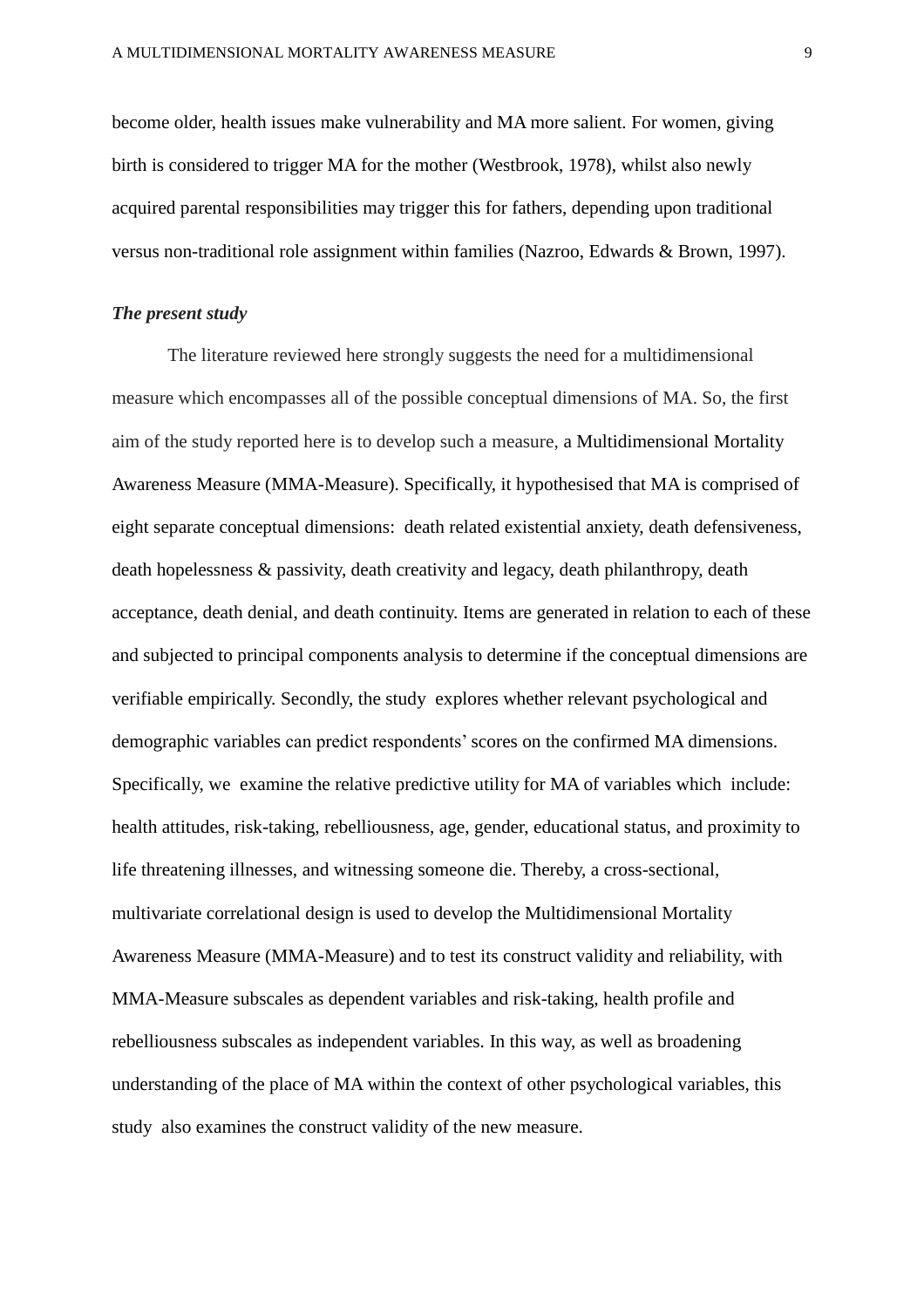become older, health issues make vulnerability and MA more salient. For women, giving birth is considered to trigger MA for the mother (Westbrook, 1978), whilst also newly acquired parental responsibilities may trigger this for fathers, depending upon traditional versus non-traditional role assignment within families (Nazroo, Edwards & Brown, 1997).

***The present study***

The literature reviewed here strongly suggests the need for a multidimensional measure which encompasses all of the possible conceptual dimensions of MA. So, the first aim of the study reported here is to develop such a measure, a Multidimensional Mortality Awareness Measure (MMA-Measure). Specifically, it hypothesised that MA is comprised of eight separate conceptual dimensions:  death related existential anxiety, death defensiveness, death hopelessness & passivity, death creativity and legacy, death philanthropy, death acceptance, death denial, and death continuity. Items are generated in relation to each of these and subjected to principal components analysis to determine if the conceptual dimensions are verifiable empirically. Secondly, the study  explores whether relevant psychological and demographic variables can predict respondents' scores on the confirmed MA dimensions. Specifically, we  examine the relative predictive utility for MA of variables which  include: health attitudes, risk-taking, rebelliousness, age, gender, educational status, and proximity to life threatening illnesses, and witnessing someone die. Thereby, a cross-sectional, multivariate correlational design is used to develop the Multidimensional Mortality Awareness Measure (MMA-Measure) and to test its construct validity and reliability, with MMA-Measure subscales as dependent variables and risk-taking, health profile and rebelliousness subscales as independent variables. In this way, as well as broadening understanding of the place of MA within the context of other psychological variables, this study  also examines the construct validity of the new measure.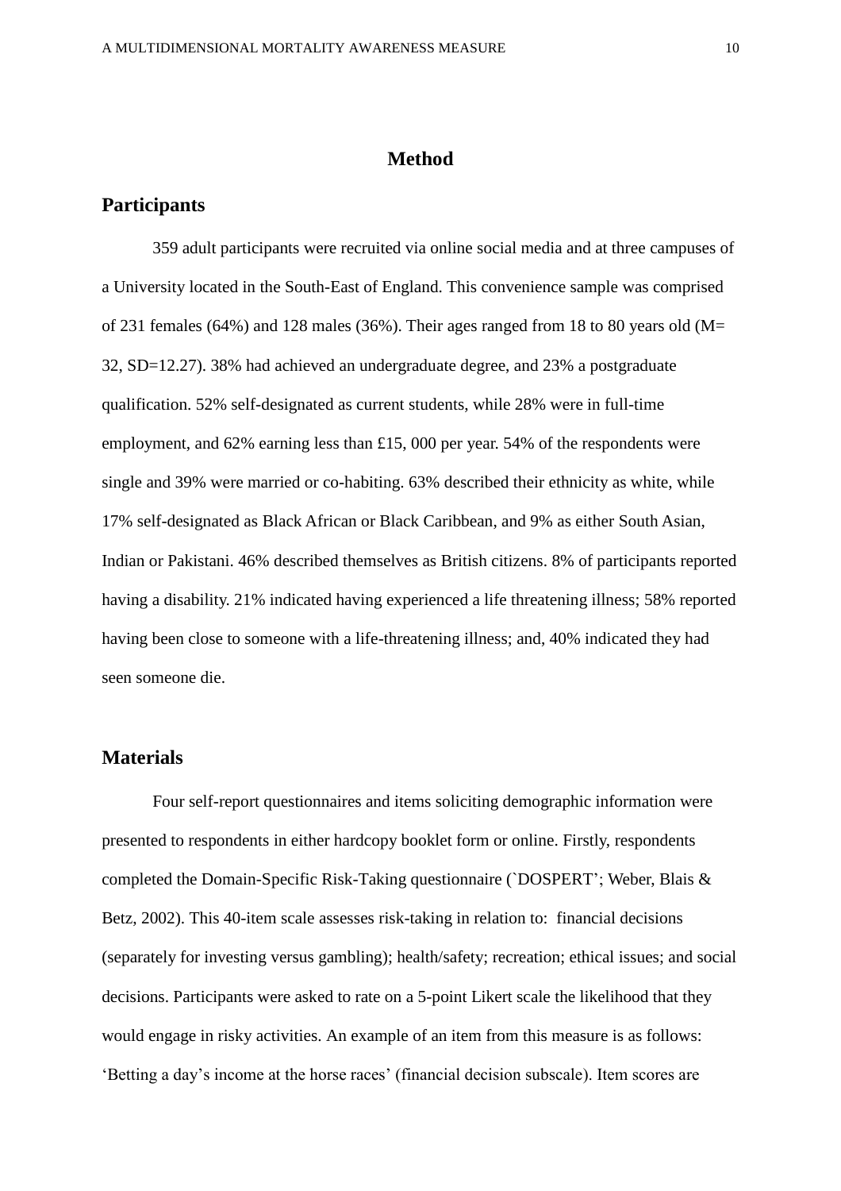# Method

## Participants

359 adult participants were recruited via online social media and at three campuses of a University located in the South-East of England. This convenience sample was comprised of 231 females (64%) and 128 males (36%). Their ages ranged from 18 to 80 years old (M= 32, SD=12.27). 38% had achieved an undergraduate degree, and 23% a postgraduate qualification. 52% self-designated as current students, while 28% were in full-time employment, and 62% earning less than £15, 000 per year. 54% of the respondents were single and 39% were married or co-habiting. 63% described their ethnicity as white, while 17% self-designated as Black African or Black Caribbean, and 9% as either South Asian, Indian or Pakistani. 46% described themselves as British citizens. 8% of participants reported having a disability. 21% indicated having experienced a life threatening illness; 58% reported having been close to someone with a life-threatening illness; and, 40% indicated they had seen someone die.

## Materials

Four self-report questionnaires and items soliciting demographic information were presented to respondents in either hardcopy booklet form or online. Firstly, respondents completed the Domain-Specific Risk-Taking questionnaire (`DOSPERT'; Weber, Blais & Betz, 2002). This 40-item scale assesses risk-taking in relation to: financial decisions (separately for investing versus gambling); health/safety; recreation; ethical issues; and social decisions. Participants were asked to rate on a 5-point Likert scale the likelihood that they would engage in risky activities. An example of an item from this measure is as follows: 'Betting a day's income at the horse races' (financial decision subscale). Item scores are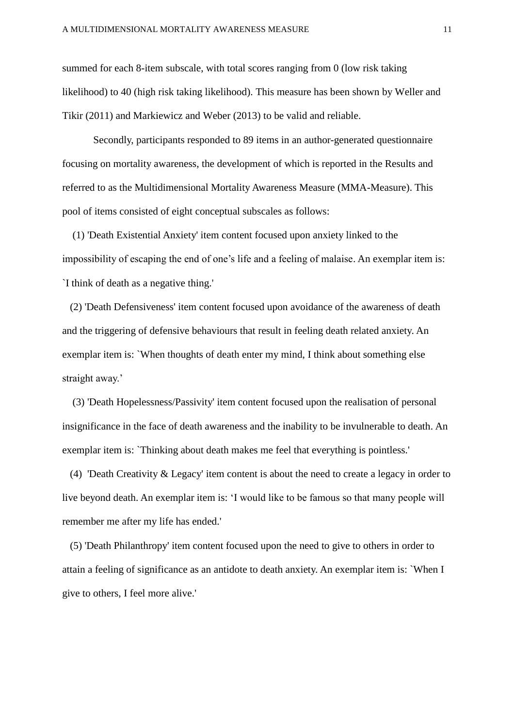summed for each 8-item subscale, with total scores ranging from 0 (low risk taking likelihood) to 40 (high risk taking likelihood). This measure has been shown by Weller and Tikir (2011) and Markiewicz and Weber (2013) to be valid and reliable.

Secondly, participants responded to 89 items in an author-generated questionnaire focusing on mortality awareness, the development of which is reported in the Results and referred to as the Multidimensional Mortality Awareness Measure (MMA-Measure). This pool of items consisted of eight conceptual subscales as follows:

(1) 'Death Existential Anxiety' item content focused upon anxiety linked to the impossibility of escaping the end of one's life and a feeling of malaise. An exemplar item is: `I think of death as a negative thing.'

(2) 'Death Defensiveness' item content focused upon avoidance of the awareness of death and the triggering of defensive behaviours that result in feeling death related anxiety. An exemplar item is: `When thoughts of death enter my mind, I think about something else straight away.'

(3) 'Death Hopelessness/Passivity' item content focused upon the realisation of personal insignificance in the face of death awareness and the inability to be invulnerable to death. An exemplar item is: `Thinking about death makes me feel that everything is pointless.'

(4) 'Death Creativity & Legacy' item content is about the need to create a legacy in order to live beyond death. An exemplar item is: 'I would like to be famous so that many people will remember me after my life has ended.'

(5) 'Death Philanthropy' item content focused upon the need to give to others in order to attain a feeling of significance as an antidote to death anxiety. An exemplar item is: `When I give to others, I feel more alive.'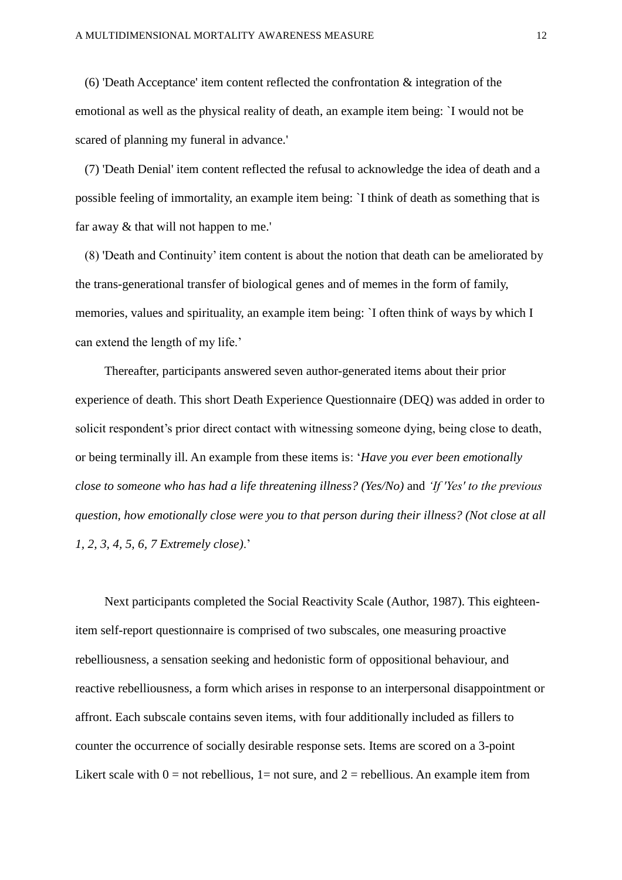(6) 'Death Acceptance' item content reflected the confrontation & integration of the emotional as well as the physical reality of death, an example item being: `I would not be scared of planning my funeral in advance.'

(7) 'Death Denial' item content reflected the refusal to acknowledge the idea of death and a possible feeling of immortality, an example item being: `I think of death as something that is far away & that will not happen to me.'

(8) 'Death and Continuity' item content is about the notion that death can be ameliorated by the trans-generational transfer of biological genes and of memes in the form of family, memories, values and spirituality, an example item being: `I often think of ways by which I can extend the length of my life.'

Thereafter, participants answered seven author-generated items about their prior experience of death. This short Death Experience Questionnaire (DEQ) was added in order to solicit respondent's prior direct contact with witnessing someone dying, being close to death, or being terminally ill. An example from these items is: '*Have you ever been emotionally close to someone who has had a life threatening illness? (Yes/No)* and *'If 'Yes' to the previous question, how emotionally close were you to that person during their illness? (Not close at all 1, 2, 3, 4, 5, 6, 7 Extremely close).*'

Next participants completed the Social Reactivity Scale (Author, 1987). This eighteen-item self-report questionnaire is comprised of two subscales, one measuring proactive rebelliousness, a sensation seeking and hedonistic form of oppositional behaviour, and reactive rebelliousness, a form which arises in response to an interpersonal disappointment or affront. Each subscale contains seven items, with four additionally included as fillers to counter the occurrence of socially desirable response sets. Items are scored on a 3-point Likert scale with 0 = not rebellious, 1= not sure, and 2 = rebellious. An example item from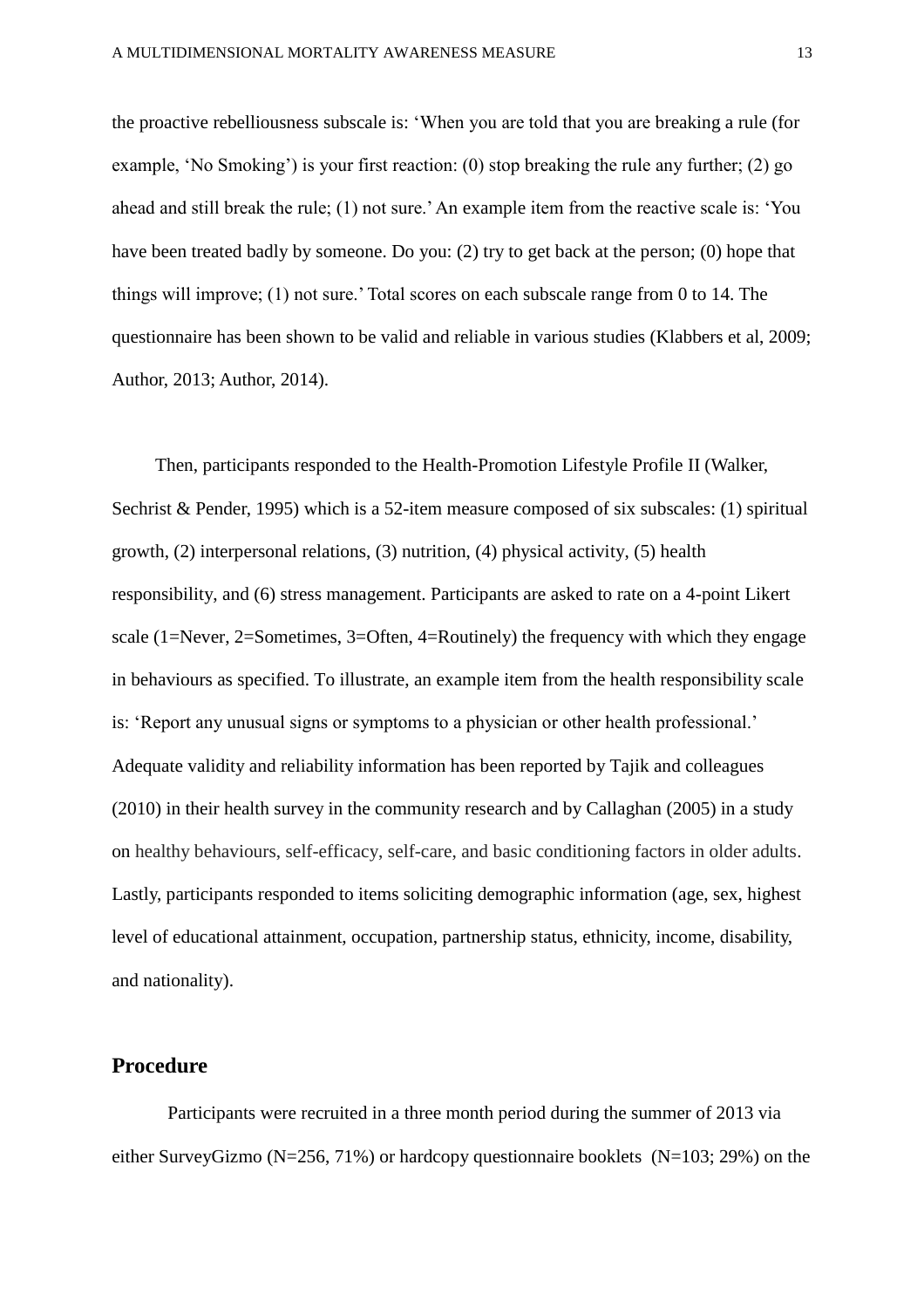the proactive rebelliousness subscale is: 'When you are told that you are breaking a rule (for example, 'No Smoking') is your first reaction: (0) stop breaking the rule any further; (2) go ahead and still break the rule; (1) not sure.' An example item from the reactive scale is: 'You have been treated badly by someone. Do you: (2) try to get back at the person; (0) hope that things will improve; (1) not sure.' Total scores on each subscale range from 0 to 14. The questionnaire has been shown to be valid and reliable in various studies (Klabbers et al, 2009; Author, 2013; Author, 2014).

Then, participants responded to the Health-Promotion Lifestyle Profile II (Walker, Sechrist & Pender, 1995) which is a 52-item measure composed of six subscales: (1) spiritual growth, (2) interpersonal relations, (3) nutrition, (4) physical activity, (5) health responsibility, and (6) stress management. Participants are asked to rate on a 4-point Likert scale (1=Never, 2=Sometimes, 3=Often, 4=Routinely) the frequency with which they engage in behaviours as specified. To illustrate, an example item from the health responsibility scale is: 'Report any unusual signs or symptoms to a physician or other health professional.' Adequate validity and reliability information has been reported by Tajik and colleagues (2010) in their health survey in the community research and by Callaghan (2005) in a study on healthy behaviours, self-efficacy, self-care, and basic conditioning factors in older adults. Lastly, participants responded to items soliciting demographic information (age, sex, highest level of educational attainment, occupation, partnership status, ethnicity, income, disability, and nationality).

## Procedure

Participants were recruited in a three month period during the summer of 2013 via either SurveyGizmo (N=256, 71%) or hardcopy questionnaire booklets (N=103; 29%) on the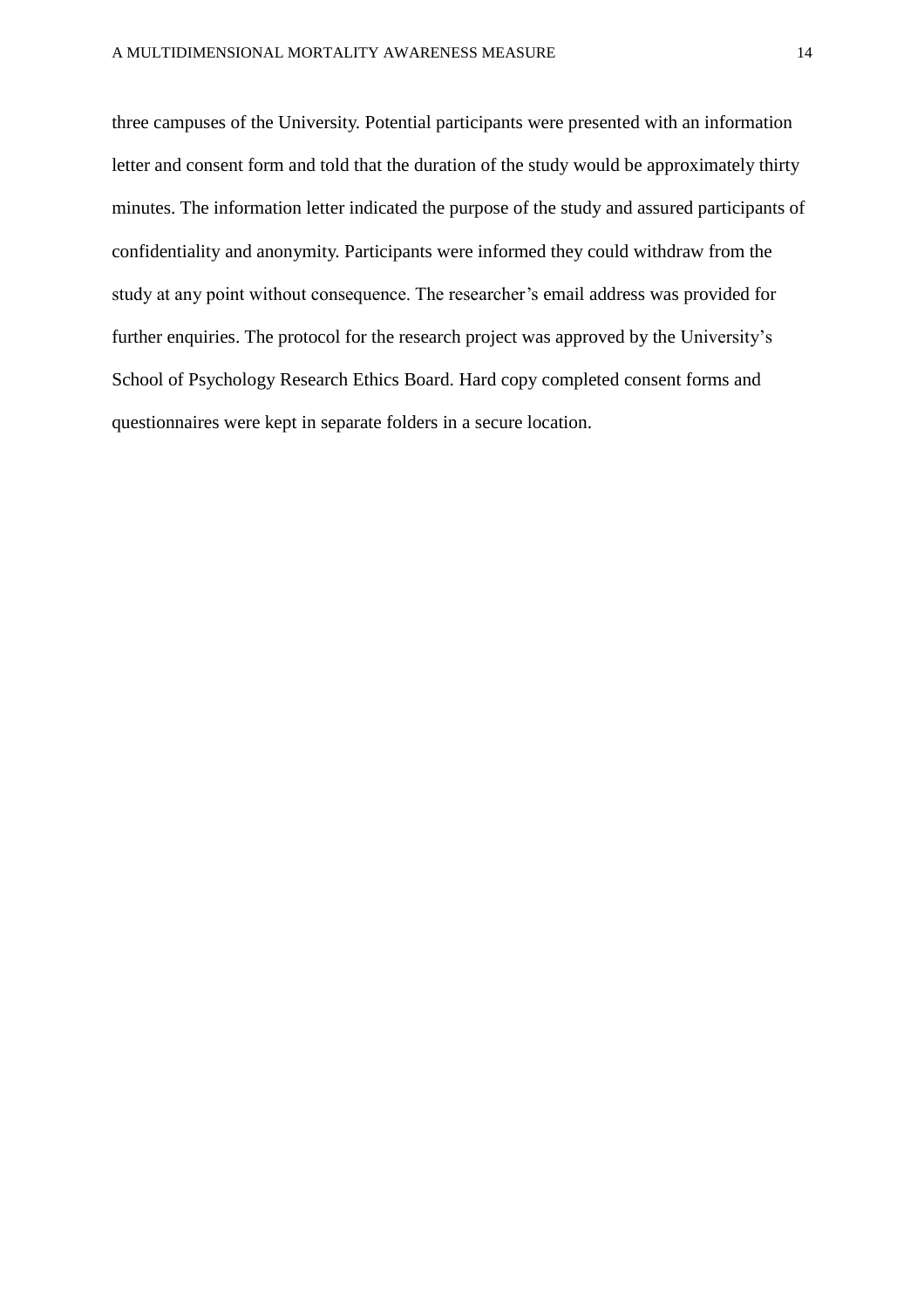three campuses of the University. Potential participants were presented with an information letter and consent form and told that the duration of the study would be approximately thirty minutes. The information letter indicated the purpose of the study and assured participants of confidentiality and anonymity. Participants were informed they could withdraw from the study at any point without consequence. The researcher's email address was provided for further enquiries. The protocol for the research project was approved by the University's School of Psychology Research Ethics Board. Hard copy completed consent forms and questionnaires were kept in separate folders in a secure location.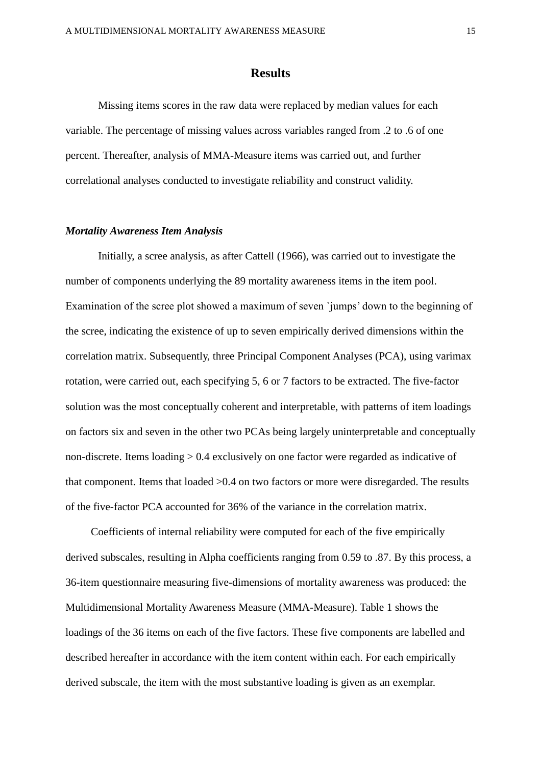## Results

Missing items scores in the raw data were replaced by median values for each variable. The percentage of missing values across variables ranged from .2 to .6 of one percent. Thereafter, analysis of MMA-Measure items was carried out, and further correlational analyses conducted to investigate reliability and construct validity.

### *Mortality Awareness Item Analysis*

Initially, a scree analysis, as after Cattell (1966), was carried out to investigate the number of components underlying the 89 mortality awareness items in the item pool. Examination of the scree plot showed a maximum of seven `jumps' down to the beginning of the scree, indicating the existence of up to seven empirically derived dimensions within the correlation matrix. Subsequently, three Principal Component Analyses (PCA), using varimax rotation, were carried out, each specifying 5, 6 or 7 factors to be extracted. The five-factor solution was the most conceptually coherent and interpretable, with patterns of item loadings on factors six and seven in the other two PCAs being largely uninterpretable and conceptually non-discrete. Items loading > 0.4 exclusively on one factor were regarded as indicative of that component. Items that loaded >0.4 on two factors or more were disregarded. The results of the five-factor PCA accounted for 36% of the variance in the correlation matrix.

Coefficients of internal reliability were computed for each of the five empirically derived subscales, resulting in Alpha coefficients ranging from 0.59 to .87. By this process, a 36-item questionnaire measuring five-dimensions of mortality awareness was produced: the Multidimensional Mortality Awareness Measure (MMA-Measure). Table 1 shows the loadings of the 36 items on each of the five factors. These five components are labelled and described hereafter in accordance with the item content within each. For each empirically derived subscale, the item with the most substantive loading is given as an exemplar.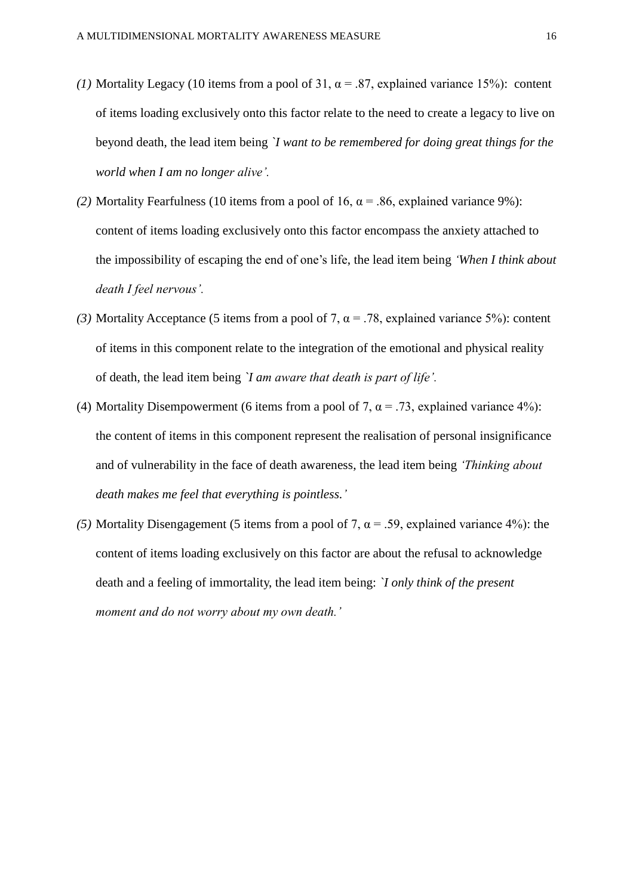*(1)* Mortality Legacy (10 items from a pool of 31, α = .87, explained variance 15%): content of items loading exclusively onto this factor relate to the need to create a legacy to live on beyond death, the lead item being *`I want to be remembered for doing great things for the world when I am no longer alive'.*

*(2)* Mortality Fearfulness (10 items from a pool of 16, α = .86, explained variance 9%): content of items loading exclusively onto this factor encompass the anxiety attached to the impossibility of escaping the end of one's life, the lead item being *'When I think about death I feel nervous'.*

*(3)* Mortality Acceptance (5 items from a pool of 7, α = .78, explained variance 5%): content of items in this component relate to the integration of the emotional and physical reality of death, the lead item being *`I am aware that death is part of life'.*

(4) Mortality Disempowerment (6 items from a pool of 7, α = .73, explained variance 4%): the content of items in this component represent the realisation of personal insignificance and of vulnerability in the face of death awareness, the lead item being *'Thinking about death makes me feel that everything is pointless.'*

*(5)* Mortality Disengagement (5 items from a pool of 7, α = .59, explained variance 4%): the content of items loading exclusively on this factor are about the refusal to acknowledge death and a feeling of immortality, the lead item being: *`I only think of the present moment and do not worry about my own death.'*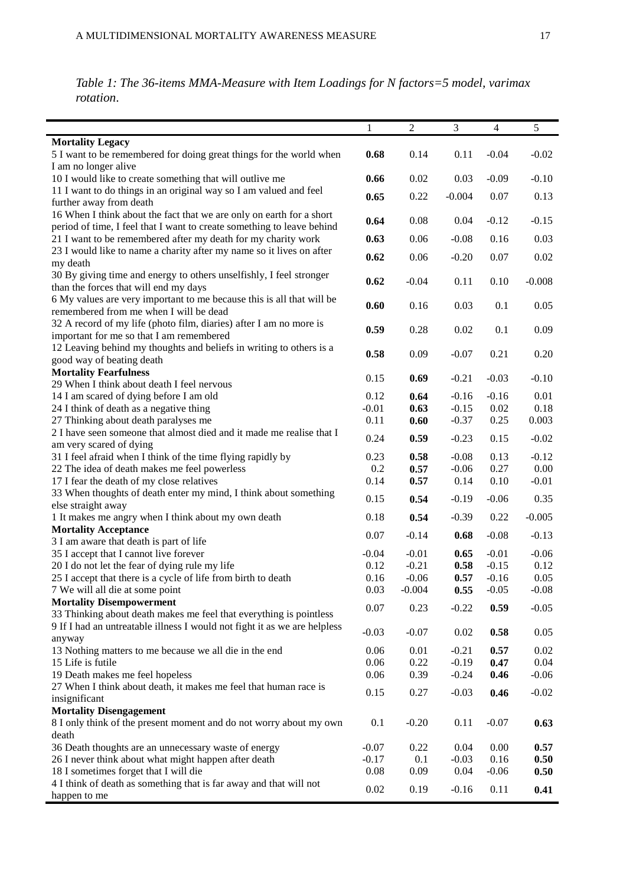*Table 1: The 36-items MMA-Measure with Item Loadings for N factors=5 model, varimax rotation*.

| | 1 | 2 | 3 | 4 | 5 |
|---|---|---|---|---|---|
| **Mortality Legacy** | | | | | |
| 5 I want to be remembered for doing great things for the world when I am no longer alive | **0.68** | 0.14 | 0.11 | -0.04 | -0.02 |
| 10 I would like to create something that will outlive me | **0.66** | 0.02 | 0.03 | -0.09 | -0.10 |
| 11 I want to do things in an original way so I am valued and feel further away from death | **0.65** | 0.22 | -0.004 | 0.07 | 0.13 |
| 16 When I think about the fact that we are only on earth for a short period of time, I feel that I want to create something to leave behind | **0.64** | 0.08 | 0.04 | -0.12 | -0.15 |
| 21 I want to be remembered after my death for my charity work | **0.63** | 0.06 | -0.08 | 0.16 | 0.03 |
| 23 I would like to name a charity after my name so it lives on after my death | **0.62** | 0.06 | -0.20 | 0.07 | 0.02 |
| 30 By giving time and energy to others unselfishly, I feel stronger than the forces that will end my days | **0.62** | -0.04 | 0.11 | 0.10 | -0.008 |
| 6 My values are very important to me because this is all that will be remembered from me when I will be dead | **0.60** | 0.16 | 0.03 | 0.1 | 0.05 |
| 32 A record of my life (photo film, diaries) after I am no more is important for me so that I am remembered | **0.59** | 0.28 | 0.02 | 0.1 | 0.09 |
| 12 Leaving behind my thoughts and beliefs in writing to others is a good way of beating death | **0.58** | 0.09 | -0.07 | 0.21 | 0.20 |
| **Mortality Fearfulness** | | | | | |
| 29 When I think about death I feel nervous | 0.15 | **0.69** | -0.21 | -0.03 | -0.10 |
| 14 I am scared of dying before I am old | 0.12 | **0.64** | -0.16 | -0.16 | 0.01 |
| 24 I think of death as a negative thing | -0.01 | **0.63** | -0.15 | 0.02 | 0.18 |
| 27 Thinking about death paralyses me | 0.11 | **0.60** | -0.37 | 0.25 | 0.003 |
| 2 I have seen someone that almost died and it made me realise that I am very scared of dying | 0.24 | **0.59** | -0.23 | 0.15 | -0.02 |
| 31 I feel afraid when I think of the time flying rapidly by | 0.23 | **0.58** | -0.08 | 0.13 | -0.12 |
| 22 The idea of death makes me feel powerless | 0.2 | **0.57** | -0.06 | 0.27 | 0.00 |
| 17 I fear the death of my close relatives | 0.14 | **0.57** | 0.14 | 0.10 | -0.01 |
| 33 When thoughts of death enter my mind, I think about something else straight away | 0.15 | **0.54** | -0.19 | -0.06 | 0.35 |
| 1 It makes me angry when I think about my own death | 0.18 | **0.54** | -0.39 | 0.22 | -0.005 |
| **Mortality Acceptance** | | | | | |
| 3 I am aware that death is part of life | 0.07 | -0.14 | **0.68** | -0.08 | -0.13 |
| 35 I accept that I cannot live forever | -0.04 | -0.01 | **0.65** | -0.01 | -0.06 |
| 20 I do not let the fear of dying rule my life | 0.12 | -0.21 | **0.58** | -0.15 | 0.12 |
| 25 I accept that there is a cycle of life from birth to death | 0.16 | -0.06 | **0.57** | -0.16 | 0.05 |
| 7 We will all die at some point | 0.03 | -0.004 | **0.55** | -0.05 | -0.08 |
| **Mortality Disempowerment** | | | | | |
| 33 Thinking about death makes me feel that everything is pointless | 0.07 | 0.23 | -0.22 | **0.59** | -0.05 |
| 9 If I had an untreatable illness I would not fight it as we are helpless anyway | -0.03 | -0.07 | 0.02 | **0.58** | 0.05 |
| 13 Nothing matters to me because we all die in the end | 0.06 | 0.01 | -0.21 | **0.57** | 0.02 |
| 15 Life is futile | 0.06 | 0.22 | -0.19 | **0.47** | 0.04 |
| 19 Death makes me feel hopeless | 0.06 | 0.39 | -0.24 | **0.46** | -0.06 |
| 27 When I think about death, it makes me feel that human race is insignificant | 0.15 | 0.27 | -0.03 | **0.46** | -0.02 |
| **Mortality Disengagement** | | | | | |
| 8 I only think of the present moment and do not worry about my own death | 0.1 | -0.20 | 0.11 | -0.07 | **0.63** |
| 36 Death thoughts are an unnecessary waste of energy | -0.07 | 0.22 | 0.04 | 0.00 | **0.57** |
| 26 I never think about what might happen after death | -0.17 | 0.1 | -0.03 | 0.16 | **0.50** |
| 18 I sometimes forget that I will die | 0.08 | 0.09 | 0.04 | -0.06 | **0.50** |
| 4 I think of death as something that is far away and that will not happen to me | 0.02 | 0.19 | -0.16 | 0.11 | **0.41** |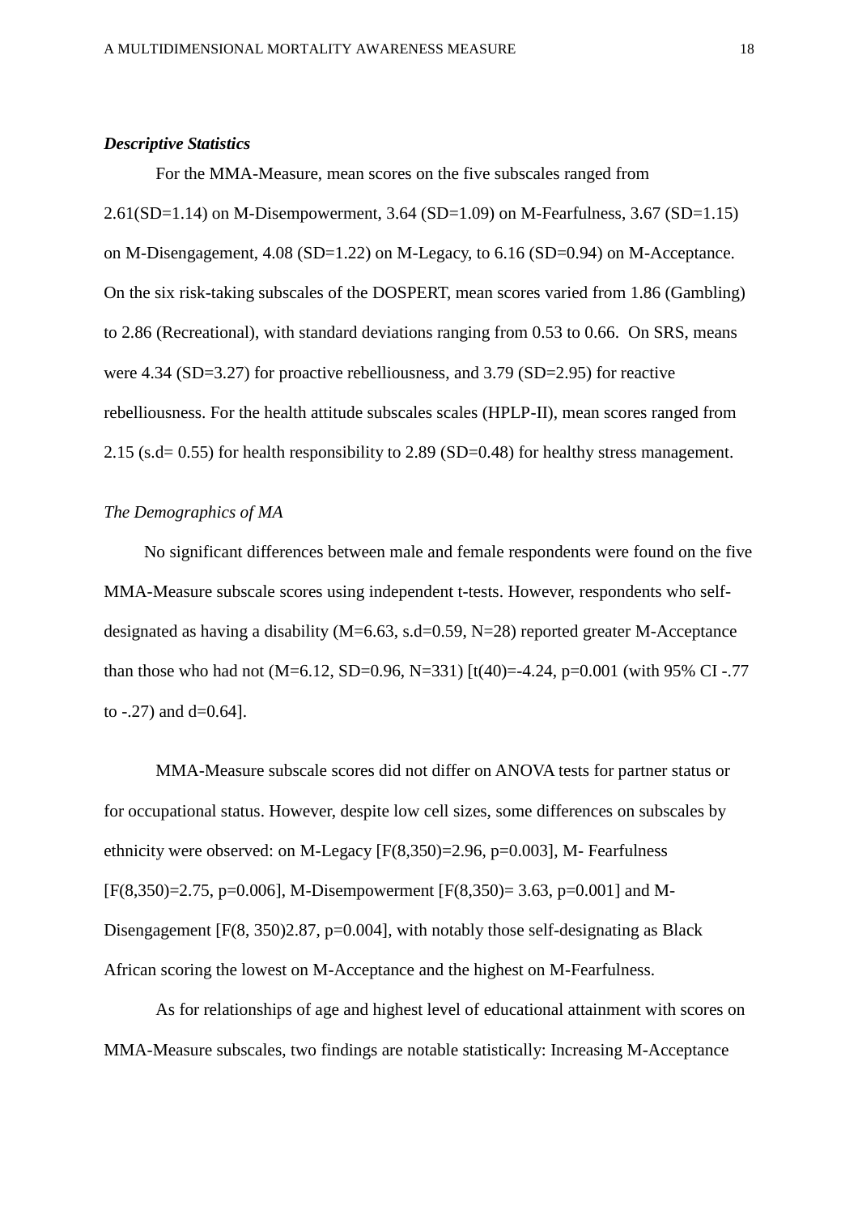### *Descriptive Statistics*

For the MMA-Measure, mean scores on the five subscales ranged from 2.61(SD=1.14) on M-Disempowerment, 3.64 (SD=1.09) on M-Fearfulness, 3.67 (SD=1.15) on M-Disengagement, 4.08 (SD=1.22) on M-Legacy, to 6.16 (SD=0.94) on M-Acceptance. On the six risk-taking subscales of the DOSPERT, mean scores varied from 1.86 (Gambling) to 2.86 (Recreational), with standard deviations ranging from 0.53 to 0.66. On SRS, means were 4.34 (SD=3.27) for proactive rebelliousness, and 3.79 (SD=2.95) for reactive rebelliousness. For the health attitude subscales scales (HPLP-II), mean scores ranged from 2.15 (s.d= 0.55) for health responsibility to 2.89 (SD=0.48) for healthy stress management.

*The Demographics of MA*

No significant differences between male and female respondents were found on the five MMA-Measure subscale scores using independent t-tests. However, respondents who self-designated as having a disability (M=6.63, s.d=0.59, N=28) reported greater M-Acceptance than those who had not (M=6.12, SD=0.96, N=331) [t(40)=-4.24, p=0.001 (with 95% CI -.77 to -.27) and d=0.64].

MMA-Measure subscale scores did not differ on ANOVA tests for partner status or for occupational status. However, despite low cell sizes, some differences on subscales by ethnicity were observed: on M-Legacy [F(8,350)=2.96, p=0.003], M- Fearfulness [F(8,350)=2.75, p=0.006], M-Disempowerment [F(8,350)= 3.63, p=0.001] and M-Disengagement [F(8, 350)2.87, p=0.004], with notably those self-designating as Black African scoring the lowest on M-Acceptance and the highest on M-Fearfulness.

As for relationships of age and highest level of educational attainment with scores on MMA-Measure subscales, two findings are notable statistically: Increasing M-Acceptance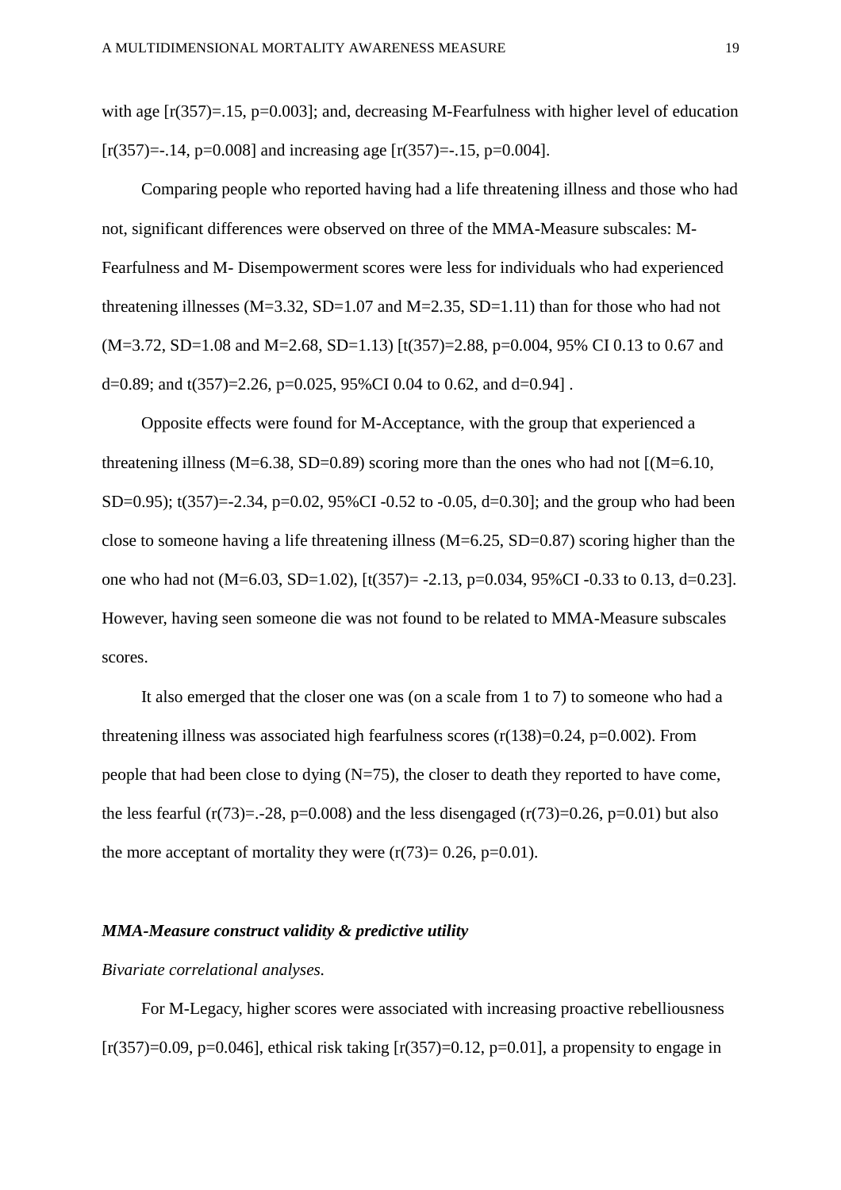with age [r(357)=.15, p=0.003]; and, decreasing M-Fearfulness with higher level of education [r(357)=-.14, p=0.008] and increasing age [r(357)=-.15, p=0.004].

Comparing people who reported having had a life threatening illness and those who had not, significant differences were observed on three of the MMA-Measure subscales: M-Fearfulness and M- Disempowerment scores were less for individuals who had experienced threatening illnesses (M=3.32, SD=1.07 and M=2.35, SD=1.11) than for those who had not (M=3.72, SD=1.08 and M=2.68, SD=1.13) [t(357)=2.88, p=0.004, 95% CI 0.13 to 0.67 and d=0.89; and t(357)=2.26, p=0.025, 95%CI 0.04 to 0.62, and d=0.94] .

Opposite effects were found for M-Acceptance, with the group that experienced a threatening illness (M=6.38, SD=0.89) scoring more than the ones who had not [(M=6.10, SD=0.95); t(357)=-2.34, p=0.02, 95%CI -0.52 to -0.05, d=0.30]; and the group who had been close to someone having a life threatening illness (M=6.25, SD=0.87) scoring higher than the one who had not (M=6.03, SD=1.02), [t(357)= -2.13, p=0.034, 95%CI -0.33 to 0.13, d=0.23]. However, having seen someone die was not found to be related to MMA-Measure subscales scores.

It also emerged that the closer one was (on a scale from 1 to 7) to someone who had a threatening illness was associated high fearfulness scores (r(138)=0.24, p=0.002). From people that had been close to dying (N=75), the closer to death they reported to have come, the less fearful (r(73)=.-28, p=0.008) and the less disengaged (r(73)=0.26, p=0.01) but also the more acceptant of mortality they were (r(73)= 0.26, p=0.01).

***MMA-Measure construct validity & predictive utility***

*Bivariate correlational analyses.*

For M-Legacy, higher scores were associated with increasing proactive rebelliousness [r(357)=0.09, p=0.046], ethical risk taking [r(357)=0.12, p=0.01], a propensity to engage in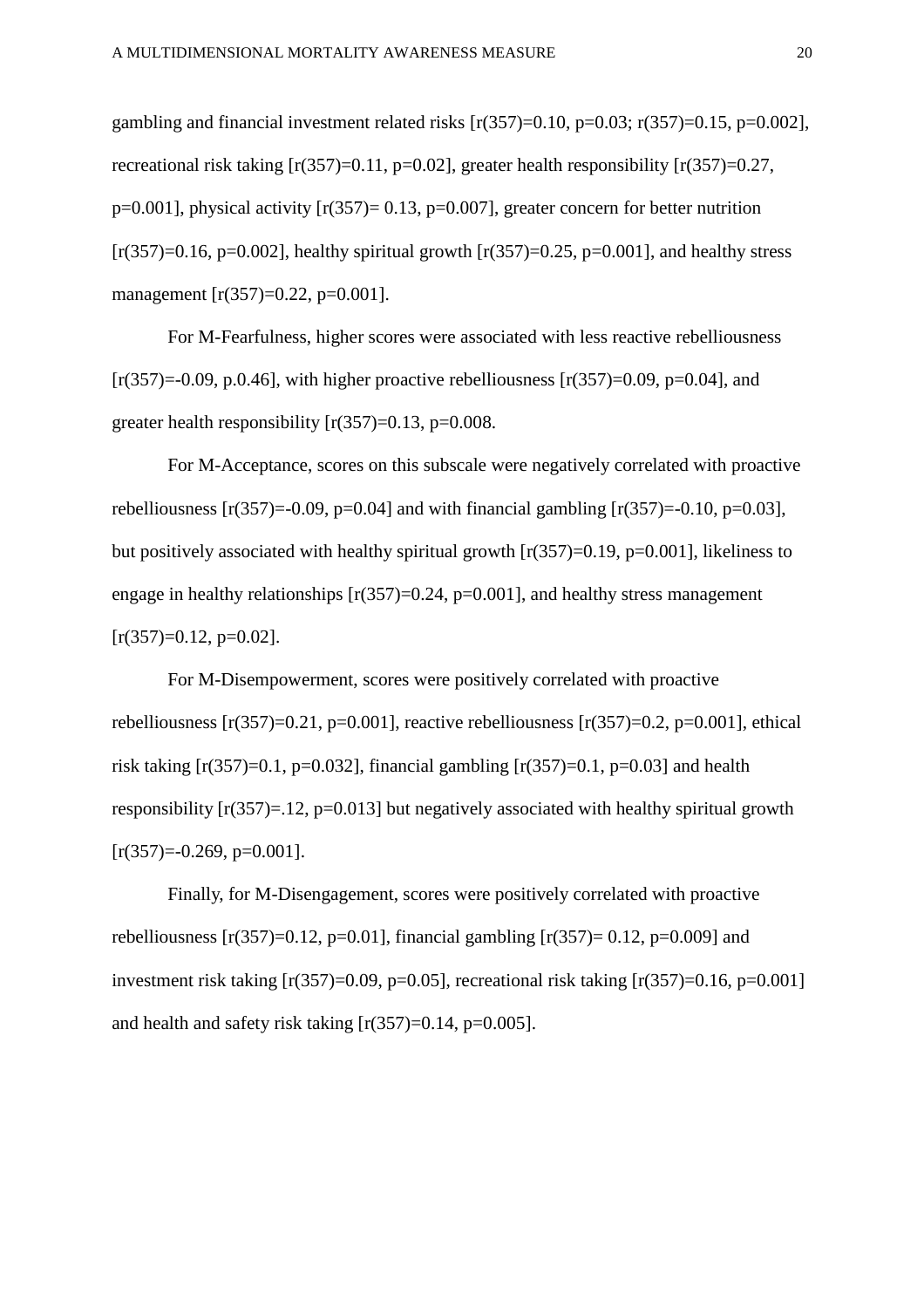gambling and financial investment related risks [$r(357)=0.10$, $p=0.03$; $r(357)=0.15$, $p=0.002$], recreational risk taking [$r(357)=0.11$, $p=0.02$], greater health responsibility [$r(357)=0.27$, $p=0.001$], physical activity [$r(357)= 0.13$, $p=0.007$], greater concern for better nutrition [$r(357)=0.16$, $p=0.002$], healthy spiritual growth [$r(357)=0.25$, $p=0.001$], and healthy stress management [$r(357)=0.22$, $p=0.001$].

For M-Fearfulness, higher scores were associated with less reactive rebelliousness [$r(357)=-0.09$, p.0.46], with higher proactive rebelliousness [$r(357)=0.09$, $p=0.04$], and greater health responsibility [$r(357)=0.13$, $p=0.008$.

For M-Acceptance, scores on this subscale were negatively correlated with proactive rebelliousness [$r(357)=-0.09$, $p=0.04$] and with financial gambling [$r(357)=-0.10$, $p=0.03$], but positively associated with healthy spiritual growth [$r(357)=0.19$, $p=0.001$], likeliness to engage in healthy relationships [$r(357)=0.24$, $p=0.001$], and healthy stress management [$r(357)=0.12$, $p=0.02$].

For M-Disempowerment, scores were positively correlated with proactive rebelliousness [$r(357)=0.21$, $p=0.001$], reactive rebelliousness [$r(357)=0.2$, $p=0.001$], ethical risk taking [$r(357)=0.1$, $p=0.032$], financial gambling [$r(357)=0.1$, $p=0.03$] and health responsibility [$r(357)=.12$, $p=0.013$] but negatively associated with healthy spiritual growth [$r(357)=-0.269$, $p=0.001$].

Finally, for M-Disengagement, scores were positively correlated with proactive rebelliousness [$r(357)=0.12$, $p=0.01$], financial gambling [$r(357)= 0.12$, $p=0.009$] and investment risk taking [$r(357)=0.09$, $p=0.05$], recreational risk taking [$r(357)=0.16$, $p=0.001$] and health and safety risk taking [$r(357)=0.14$, $p=0.005$].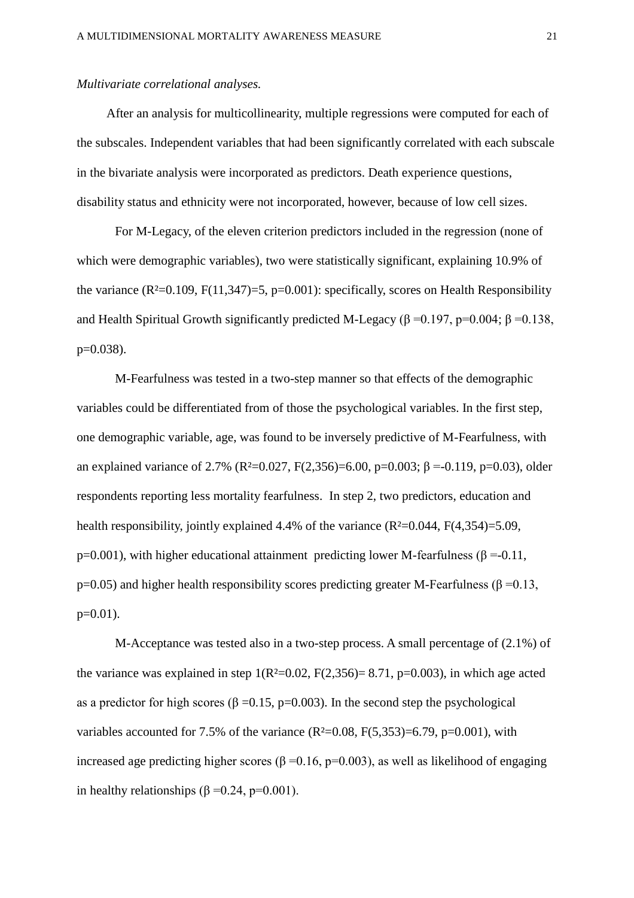*Multivariate correlational analyses.*

After an analysis for multicollinearity, multiple regressions were computed for each of the subscales. Independent variables that had been significantly correlated with each subscale in the bivariate analysis were incorporated as predictors. Death experience questions, disability status and ethnicity were not incorporated, however, because of low cell sizes.

For M-Legacy, of the eleven criterion predictors included in the regression (none of which were demographic variables), two were statistically significant, explaining 10.9% of the variance ($R^2$=0.109, $F(11,347)$=5, $p$=0.001): specifically, scores on Health Responsibility and Health Spiritual Growth significantly predicted M-Legacy ($\beta$ =0.197, $p$=0.004; $\beta$ =0.138, $p$=0.038).

M-Fearfulness was tested in a two-step manner so that effects of the demographic variables could be differentiated from of those the psychological variables. In the first step, one demographic variable, age, was found to be inversely predictive of M-Fearfulness, with an explained variance of 2.7% ($R^2$=0.027, $F(2,356)$=6.00, $p$=0.003; $\beta$ =-0.119, $p$=0.03), older respondents reporting less mortality fearfulness. In step 2, two predictors, education and health responsibility, jointly explained 4.4% of the variance ($R^2$=0.044, $F(4,354)$=5.09, $p$=0.001), with higher educational attainment predicting lower M-fearfulness ($\beta$ =-0.11, $p$=0.05) and higher health responsibility scores predicting greater M-Fearfulness ($\beta$ =0.13, $p$=0.01).

M-Acceptance was tested also in a two-step process. A small percentage of (2.1%) of the variance was explained in step 1($R^2$=0.02, $F(2,356)$= 8.71, $p$=0.003), in which age acted as a predictor for high scores ($\beta$ =0.15, $p$=0.003). In the second step the psychological variables accounted for 7.5% of the variance ($R^2$=0.08, $F(5,353)$=6.79, $p$=0.001), with increased age predicting higher scores ($\beta$ =0.16, $p$=0.003), as well as likelihood of engaging in healthy relationships ($\beta$ =0.24, $p$=0.001).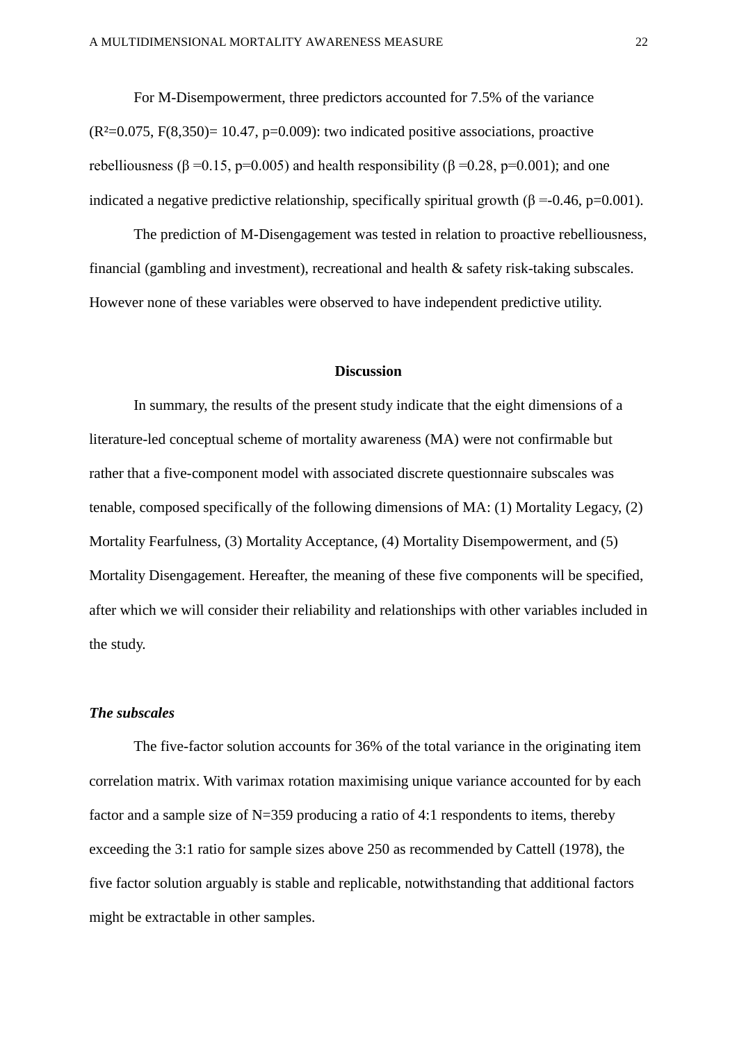For M-Disempowerment, three predictors accounted for 7.5% of the variance ($R^2$=0.075, $F(8,350)$= 10.47, $p$=0.009): two indicated positive associations, proactive rebelliousness ($\beta$ =0.15, $p$=0.005) and health responsibility ($\beta$ =0.28, $p$=0.001); and one indicated a negative predictive relationship, specifically spiritual growth ($\beta$ =-0.46, $p$=0.001).

The prediction of M-Disengagement was tested in relation to proactive rebelliousness, financial (gambling and investment), recreational and health & safety risk-taking subscales. However none of these variables were observed to have independent predictive utility.

## Discussion

In summary, the results of the present study indicate that the eight dimensions of a literature-led conceptual scheme of mortality awareness (MA) were not confirmable but rather that a five-component model with associated discrete questionnaire subscales was tenable, composed specifically of the following dimensions of MA: (1) Mortality Legacy, (2) Mortality Fearfulness, (3) Mortality Acceptance, (4) Mortality Disempowerment, and (5) Mortality Disengagement. Hereafter, the meaning of these five components will be specified, after which we will consider their reliability and relationships with other variables included in the study.

### *The subscales*

The five-factor solution accounts for 36% of the total variance in the originating item correlation matrix. With varimax rotation maximising unique variance accounted for by each factor and a sample size of N=359 producing a ratio of 4:1 respondents to items, thereby exceeding the 3:1 ratio for sample sizes above 250 as recommended by Cattell (1978), the five factor solution arguably is stable and replicable, notwithstanding that additional factors might be extractable in other samples.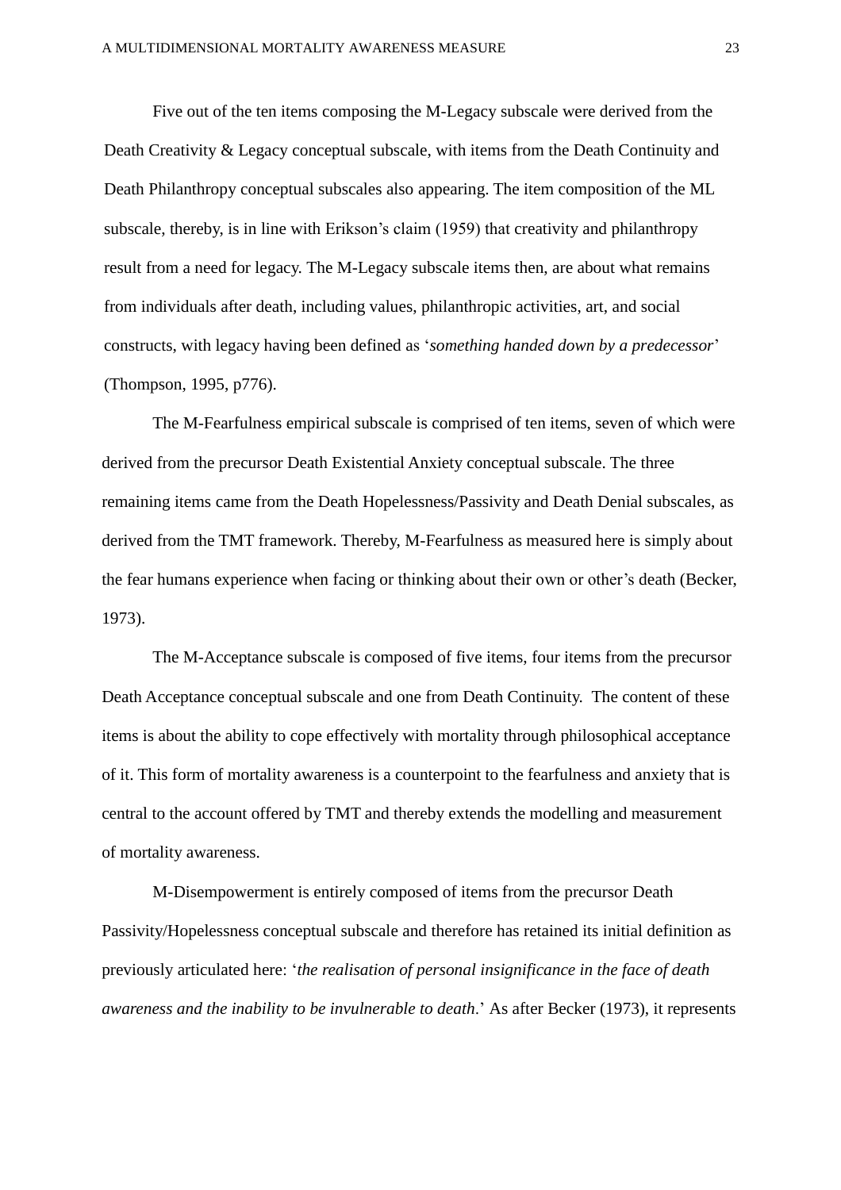Five out of the ten items composing the M-Legacy subscale were derived from the Death Creativity & Legacy conceptual subscale, with items from the Death Continuity and Death Philanthropy conceptual subscales also appearing. The item composition of the ML subscale, thereby, is in line with Erikson's claim (1959) that creativity and philanthropy result from a need for legacy. The M-Legacy subscale items then, are about what remains from individuals after death, including values, philanthropic activities, art, and social constructs, with legacy having been defined as '*something handed down by a predecessor*' (Thompson, 1995, p776).

The M-Fearfulness empirical subscale is comprised of ten items, seven of which were derived from the precursor Death Existential Anxiety conceptual subscale. The three remaining items came from the Death Hopelessness/Passivity and Death Denial subscales, as derived from the TMT framework. Thereby, M-Fearfulness as measured here is simply about the fear humans experience when facing or thinking about their own or other's death (Becker, 1973).

The M-Acceptance subscale is composed of five items, four items from the precursor Death Acceptance conceptual subscale and one from Death Continuity. The content of these items is about the ability to cope effectively with mortality through philosophical acceptance of it. This form of mortality awareness is a counterpoint to the fearfulness and anxiety that is central to the account offered by TMT and thereby extends the modelling and measurement of mortality awareness.

M-Disempowerment is entirely composed of items from the precursor Death Passivity/Hopelessness conceptual subscale and therefore has retained its initial definition as previously articulated here: '*the realisation of personal insignificance in the face of death awareness and the inability to be invulnerable to death*.' As after Becker (1973), it represents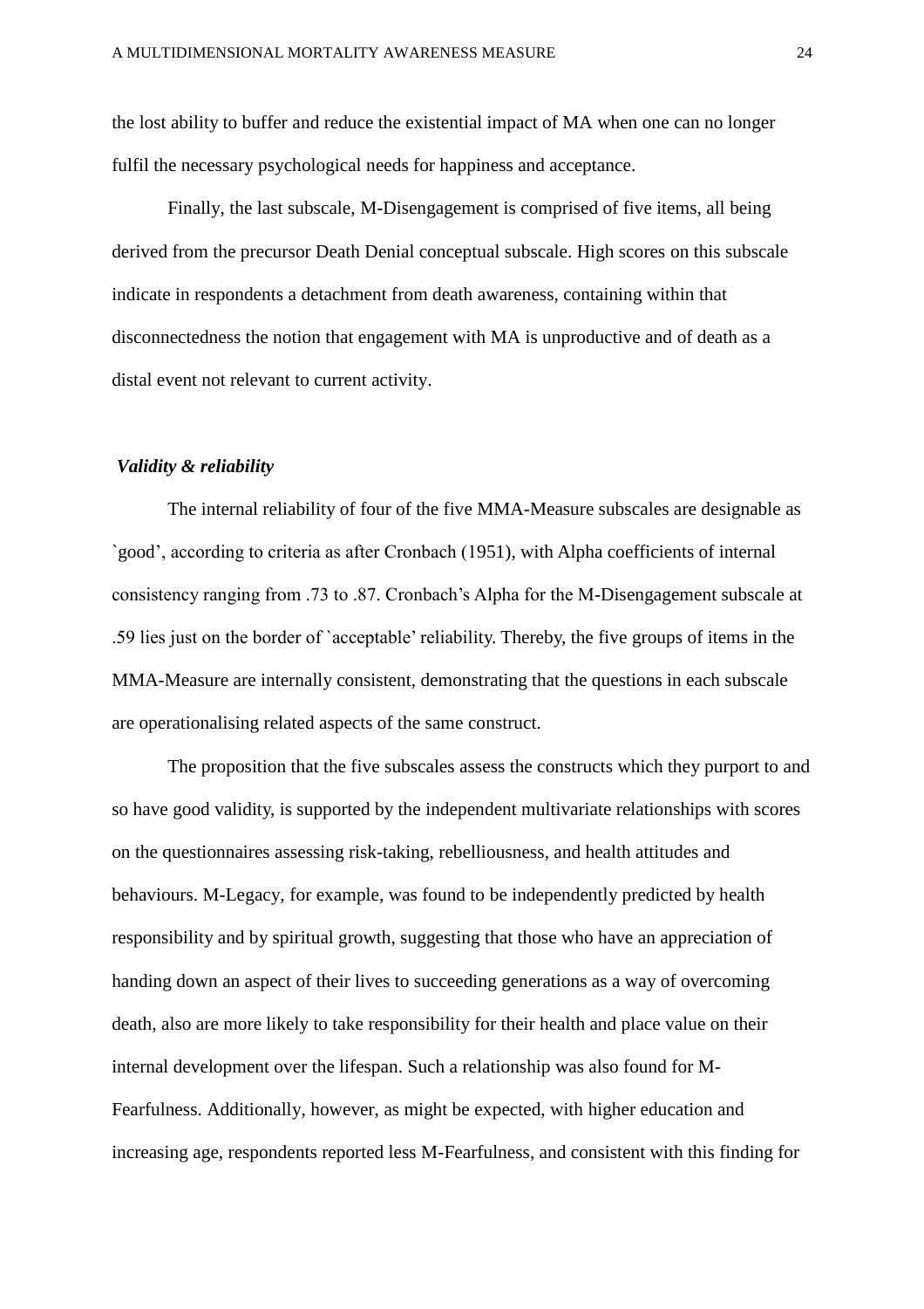the lost ability to buffer and reduce the existential impact of MA when one can no longer fulfil the necessary psychological needs for happiness and acceptance.

Finally, the last subscale, M-Disengagement is comprised of five items, all being derived from the precursor Death Denial conceptual subscale. High scores on this subscale indicate in respondents a detachment from death awareness, containing within that disconnectedness the notion that engagement with MA is unproductive and of death as a distal event not relevant to current activity.

***Validity & reliability***

The internal reliability of four of the five MMA-Measure subscales are designable as `good', according to criteria as after Cronbach (1951), with Alpha coefficients of internal consistency ranging from .73 to .87. Cronbach's Alpha for the M-Disengagement subscale at .59 lies just on the border of `acceptable' reliability. Thereby, the five groups of items in the MMA-Measure are internally consistent, demonstrating that the questions in each subscale are operationalising related aspects of the same construct.

The proposition that the five subscales assess the constructs which they purport to and so have good validity, is supported by the independent multivariate relationships with scores on the questionnaires assessing risk-taking, rebelliousness, and health attitudes and behaviours. M-Legacy, for example, was found to be independently predicted by health responsibility and by spiritual growth, suggesting that those who have an appreciation of handing down an aspect of their lives to succeeding generations as a way of overcoming death, also are more likely to take responsibility for their health and place value on their internal development over the lifespan. Such a relationship was also found for M-Fearfulness. Additionally, however, as might be expected, with higher education and increasing age, respondents reported less M-Fearfulness, and consistent with this finding for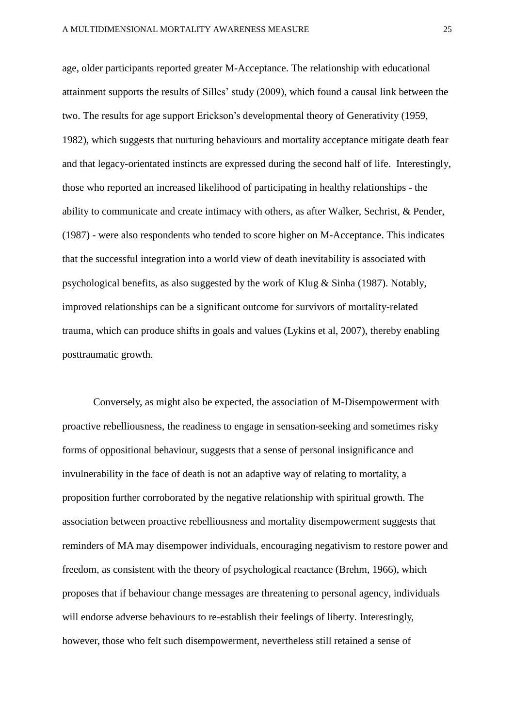age, older participants reported greater M-Acceptance. The relationship with educational attainment supports the results of Silles' study (2009), which found a causal link between the two. The results for age support Erickson's developmental theory of Generativity (1959, 1982), which suggests that nurturing behaviours and mortality acceptance mitigate death fear and that legacy-orientated instincts are expressed during the second half of life. Interestingly, those who reported an increased likelihood of participating in healthy relationships - the ability to communicate and create intimacy with others, as after Walker, Sechrist, & Pender, (1987) - were also respondents who tended to score higher on M-Acceptance. This indicates that the successful integration into a world view of death inevitability is associated with psychological benefits, as also suggested by the work of Klug & Sinha (1987). Notably, improved relationships can be a significant outcome for survivors of mortality-related trauma, which can produce shifts in goals and values (Lykins et al, 2007), thereby enabling posttraumatic growth.

Conversely, as might also be expected, the association of M-Disempowerment with proactive rebelliousness, the readiness to engage in sensation-seeking and sometimes risky forms of oppositional behaviour, suggests that a sense of personal insignificance and invulnerability in the face of death is not an adaptive way of relating to mortality, a proposition further corroborated by the negative relationship with spiritual growth. The association between proactive rebelliousness and mortality disempowerment suggests that reminders of MA may disempower individuals, encouraging negativism to restore power and freedom, as consistent with the theory of psychological reactance (Brehm, 1966), which proposes that if behaviour change messages are threatening to personal agency, individuals will endorse adverse behaviours to re-establish their feelings of liberty. Interestingly, however, those who felt such disempowerment, nevertheless still retained a sense of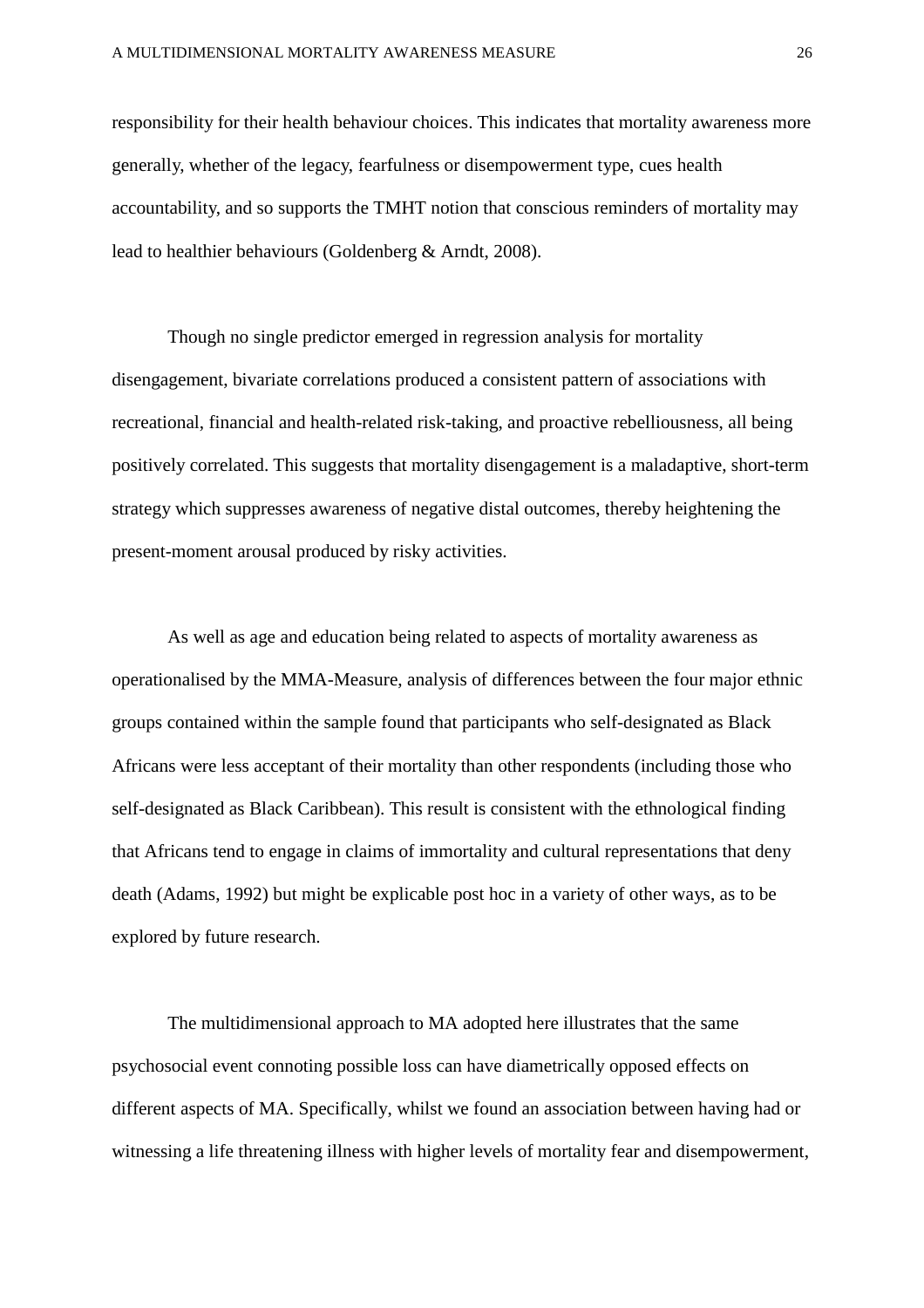responsibility for their health behaviour choices. This indicates that mortality awareness more generally, whether of the legacy, fearfulness or disempowerment type, cues health accountability, and so supports the TMHT notion that conscious reminders of mortality may lead to healthier behaviours (Goldenberg & Arndt, 2008).

Though no single predictor emerged in regression analysis for mortality disengagement, bivariate correlations produced a consistent pattern of associations with recreational, financial and health-related risk-taking, and proactive rebelliousness, all being positively correlated. This suggests that mortality disengagement is a maladaptive, short-term strategy which suppresses awareness of negative distal outcomes, thereby heightening the present-moment arousal produced by risky activities.

As well as age and education being related to aspects of mortality awareness as operationalised by the MMA-Measure, analysis of differences between the four major ethnic groups contained within the sample found that participants who self-designated as Black Africans were less acceptant of their mortality than other respondents (including those who self-designated as Black Caribbean). This result is consistent with the ethnological finding that Africans tend to engage in claims of immortality and cultural representations that deny death (Adams, 1992) but might be explicable post hoc in a variety of other ways, as to be explored by future research.

The multidimensional approach to MA adopted here illustrates that the same psychosocial event connoting possible loss can have diametrically opposed effects on different aspects of MA. Specifically, whilst we found an association between having had or witnessing a life threatening illness with higher levels of mortality fear and disempowerment,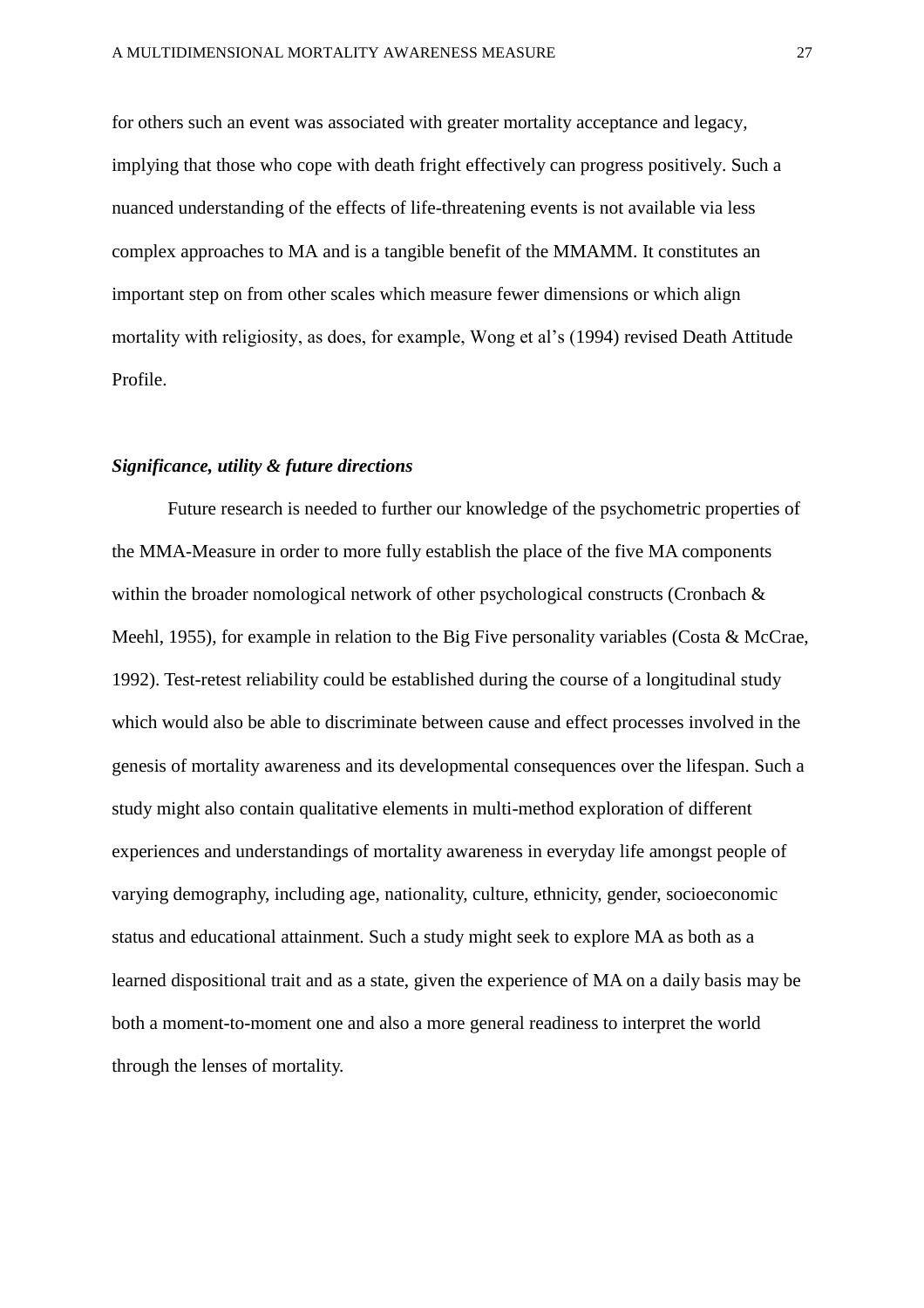for others such an event was associated with greater mortality acceptance and legacy, implying that those who cope with death fright effectively can progress positively. Such a nuanced understanding of the effects of life-threatening events is not available via less complex approaches to MA and is a tangible benefit of the MMAMM. It constitutes an important step on from other scales which measure fewer dimensions or which align mortality with religiosity, as does, for example, Wong et al's (1994) revised Death Attitude Profile.

### *Significance, utility & future directions*

Future research is needed to further our knowledge of the psychometric properties of the MMA-Measure in order to more fully establish the place of the five MA components within the broader nomological network of other psychological constructs (Cronbach & Meehl, 1955), for example in relation to the Big Five personality variables (Costa & McCrae, 1992). Test-retest reliability could be established during the course of a longitudinal study which would also be able to discriminate between cause and effect processes involved in the genesis of mortality awareness and its developmental consequences over the lifespan. Such a study might also contain qualitative elements in multi-method exploration of different experiences and understandings of mortality awareness in everyday life amongst people of varying demography, including age, nationality, culture, ethnicity, gender, socioeconomic status and educational attainment. Such a study might seek to explore MA as both as a learned dispositional trait and as a state, given the experience of MA on a daily basis may be both a moment-to-moment one and also a more general readiness to interpret the world through the lenses of mortality.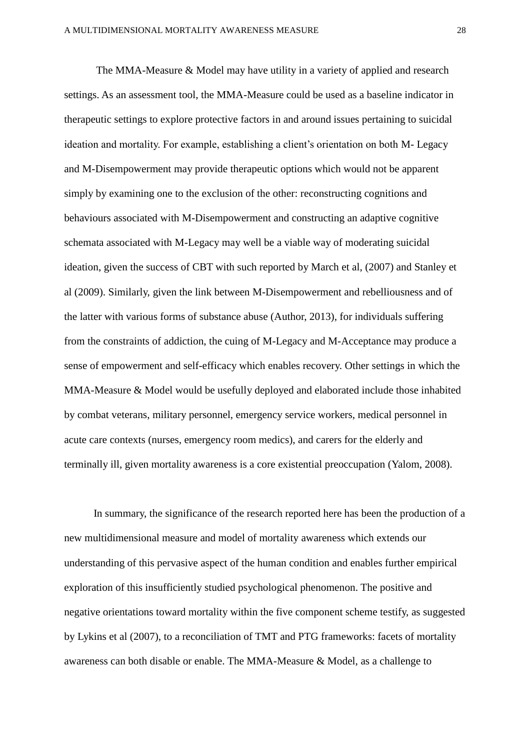The MMA-Measure & Model may have utility in a variety of applied and research settings. As an assessment tool, the MMA-Measure could be used as a baseline indicator in therapeutic settings to explore protective factors in and around issues pertaining to suicidal ideation and mortality. For example, establishing a client's orientation on both M- Legacy and M-Disempowerment may provide therapeutic options which would not be apparent simply by examining one to the exclusion of the other: reconstructing cognitions and behaviours associated with M-Disempowerment and constructing an adaptive cognitive schemata associated with M-Legacy may well be a viable way of moderating suicidal ideation, given the success of CBT with such reported by March et al, (2007) and Stanley et al (2009). Similarly, given the link between M-Disempowerment and rebelliousness and of the latter with various forms of substance abuse (Author, 2013), for individuals suffering from the constraints of addiction, the cuing of M-Legacy and M-Acceptance may produce a sense of empowerment and self-efficacy which enables recovery. Other settings in which the MMA-Measure & Model would be usefully deployed and elaborated include those inhabited by combat veterans, military personnel, emergency service workers, medical personnel in acute care contexts (nurses, emergency room medics), and carers for the elderly and terminally ill, given mortality awareness is a core existential preoccupation (Yalom, 2008).

In summary, the significance of the research reported here has been the production of a new multidimensional measure and model of mortality awareness which extends our understanding of this pervasive aspect of the human condition and enables further empirical exploration of this insufficiently studied psychological phenomenon. The positive and negative orientations toward mortality within the five component scheme testify, as suggested by Lykins et al (2007), to a reconciliation of TMT and PTG frameworks: facets of mortality awareness can both disable or enable. The MMA-Measure & Model, as a challenge to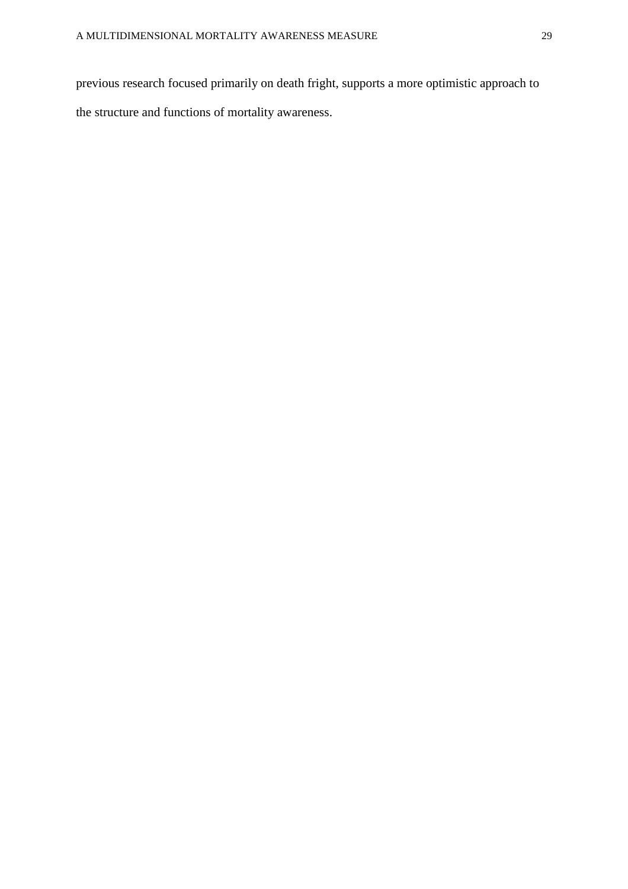previous research focused primarily on death fright, supports a more optimistic approach to the structure and functions of mortality awareness.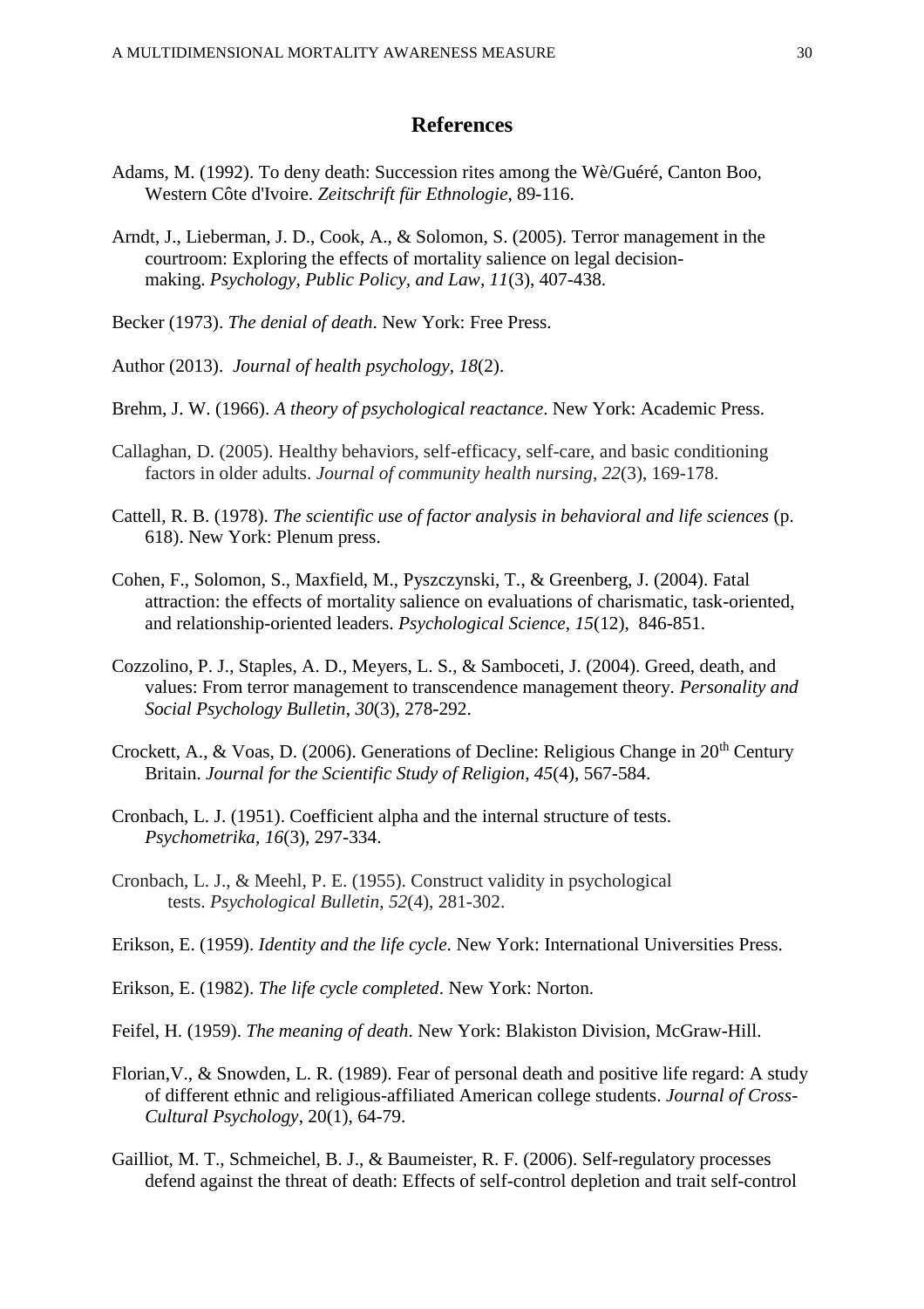## References

Adams, M. (1992). To deny death: Succession rites among the Wè/Guéré, Canton Boo, Western Côte d'Ivoire. *Zeitschrift für Ethnologie*, 89-116.

Arndt, J., Lieberman, J. D., Cook, A., & Solomon, S. (2005). Terror management in the courtroom: Exploring the effects of mortality salience on legal decision-making. *Psychology, Public Policy, and Law, 11*(3), 407-438.

Becker (1973). *The denial of death*. New York: Free Press.

Author (2013). *Journal of health psychology*, *18*(2).

Brehm, J. W. (1966). *A theory of psychological reactance*. New York: Academic Press.

Callaghan, D. (2005). Healthy behaviors, self-efficacy, self-care, and basic conditioning factors in older adults. *Journal of community health nursing*, *22*(3), 169-178.

Cattell, R. B. (1978). *The scientific use of factor analysis in behavioral and life sciences* (p. 618). New York: Plenum press.

Cohen, F., Solomon, S., Maxfield, M., Pyszczynski, T., & Greenberg, J. (2004). Fatal attraction: the effects of mortality salience on evaluations of charismatic, task-oriented, and relationship-oriented leaders. *Psychological Science*, *15*(12), 846-851.

Cozzolino, P. J., Staples, A. D., Meyers, L. S., & Samboceti, J. (2004). Greed, death, and values: From terror management to transcendence management theory. *Personality and Social Psychology Bulletin*, *30*(3), 278-292.

Crockett, A., & Voas, D. (2006). Generations of Decline: Religious Change in 20th Century Britain. *Journal for the Scientific Study of Religion*, *45*(4), 567-584.

Cronbach, L. J. (1951). Coefficient alpha and the internal structure of tests. *Psychometrika*, *16*(3), 297-334.

Cronbach, L. J., & Meehl, P. E. (1955). Construct validity in psychological tests. *Psychological Bulletin*, *52*(4), 281-302.

Erikson, E. (1959). *Identity and the life cycle*. New York: International Universities Press.

Erikson, E. (1982). *The life cycle completed*. New York: Norton.

Feifel, H. (1959). *The meaning of death*. New York: Blakiston Division, McGraw-Hill.

Florian,V., & Snowden, L. R. (1989). Fear of personal death and positive life regard: A study of different ethnic and religious-affiliated American college students. *Journal of Cross-Cultural Psychology*, 20(1), 64-79.

Gailliot, M. T., Schmeichel, B. J., & Baumeister, R. F. (2006). Self-regulatory processes defend against the threat of death: Effects of self-control depletion and trait self-control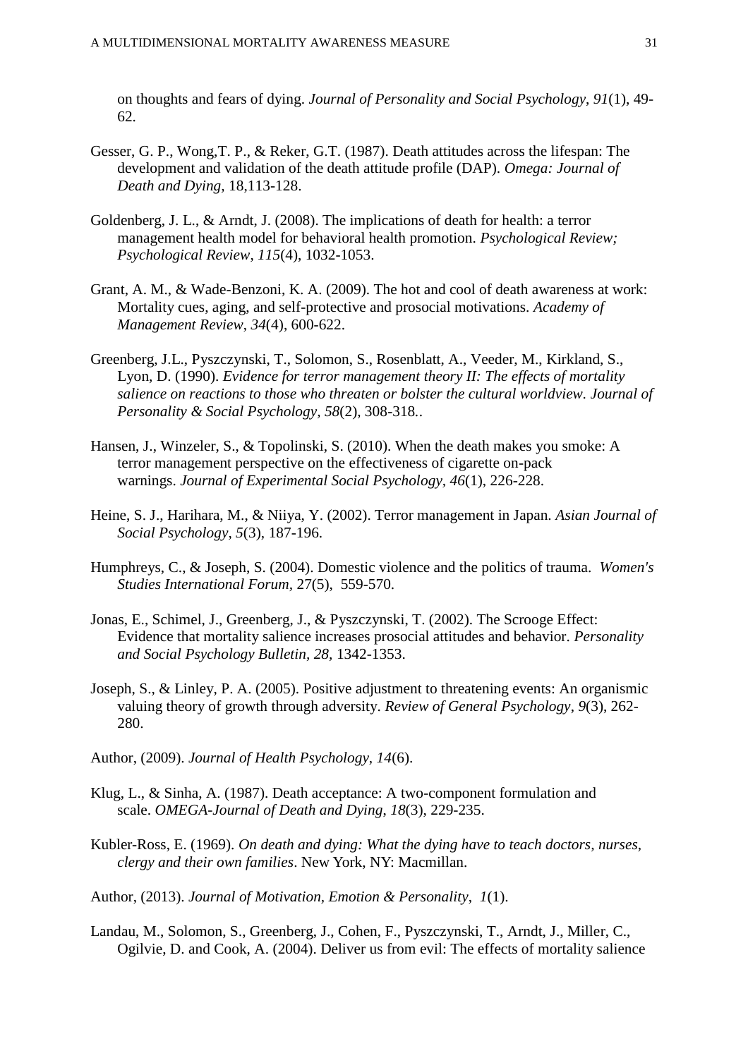on thoughts and fears of dying. *Journal of Personality and Social Psychology*, *91*(1), 49-62.

Gesser, G. P., Wong,T. P., & Reker, G.T. (1987). Death attitudes across the lifespan: The development and validation of the death attitude profile (DAP). *Omega: Journal of Death and Dying,* 18,113-128.

Goldenberg, J. L., & Arndt, J. (2008). The implications of death for health: a terror management health model for behavioral health promotion. *Psychological Review; Psychological Review*, *115*(4), 1032-1053.

Grant, A. M., & Wade-Benzoni, K. A. (2009). The hot and cool of death awareness at work: Mortality cues, aging, and self-protective and prosocial motivations. *Academy of Management Review*, *34*(4), 600-622.

Greenberg, J.L., Pyszczynski, T., Solomon, S., Rosenblatt, A., Veeder, M., Kirkland, S., Lyon, D. (1990). *Evidence for terror management theory II: The effects of mortality salience on reactions to those who threaten or bolster the cultural worldview. Journal of Personality & Social Psychology, 58*(2), 308-318..

Hansen, J., Winzeler, S., & Topolinski, S. (2010). When the death makes you smoke: A terror management perspective on the effectiveness of cigarette on-pack warnings. *Journal of Experimental Social Psychology*, *46*(1), 226-228.

Heine, S. J., Harihara, M., & Niiya, Y. (2002). Terror management in Japan. *Asian Journal of Social Psychology*, *5*(3), 187-196.

Humphreys, C., & Joseph, S. (2004). Domestic violence and the politics of trauma. *Women's Studies International Forum*, 27(5), 559-570.

Jonas, E., Schimel, J., Greenberg, J., & Pyszczynski, T. (2002). The Scrooge Effect: Evidence that mortality salience increases prosocial attitudes and behavior. *Personality and Social Psychology Bulletin, 28,* 1342-1353.

Joseph, S., & Linley, P. A. (2005). Positive adjustment to threatening events: An organismic valuing theory of growth through adversity. *Review of General Psychology*, *9*(3), 262-280.

Author, (2009). *Journal of Health Psychology*, *14*(6).

Klug, L., & Sinha, A. (1987). Death acceptance: A two-component formulation and scale. *OMEGA-Journal of Death and Dying*, *18*(3), 229-235.

Kubler-Ross, E. (1969). *On death and dying: What the dying have to teach doctors, nurses, clergy and their own families*. New York, NY: Macmillan.

Author, (2013). *Journal of Motivation, Emotion & Personality*, *1*(1).

Landau, M., Solomon, S., Greenberg, J., Cohen, F., Pyszczynski, T., Arndt, J., Miller, C., Ogilvie, D. and Cook, A. (2004). Deliver us from evil: The effects of mortality salience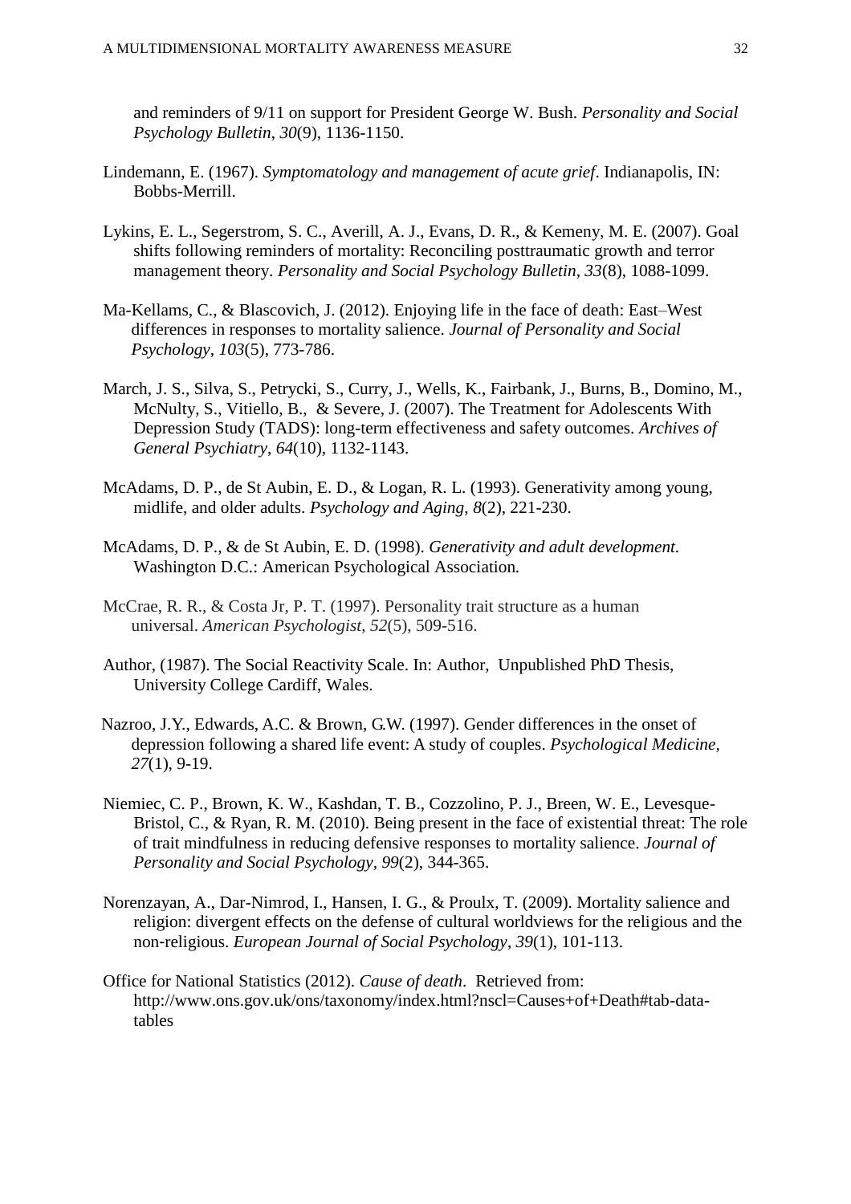and reminders of 9/11 on support for President George W. Bush. *Personality and Social Psychology Bulletin*, *30*(9), 1136-1150.

Lindemann, E. (1967). *Symptomatology and management of acute grief*. Indianapolis, IN: Bobbs-Merrill.

Lykins, E. L., Segerstrom, S. C., Averill, A. J., Evans, D. R., & Kemeny, M. E. (2007). Goal shifts following reminders of mortality: Reconciling posttraumatic growth and terror management theory. *Personality and Social Psychology Bulletin, 33*(8), 1088-1099.

Ma-Kellams, C., & Blascovich, J. (2012). Enjoying life in the face of death: East–West differences in responses to mortality salience. *Journal of Personality and Social Psychology, 103*(5), 773-786.

March, J. S., Silva, S., Petrycki, S., Curry, J., Wells, K., Fairbank, J., Burns, B., Domino, M., McNulty, S., Vitiello, B., & Severe, J. (2007). The Treatment for Adolescents With Depression Study (TADS): long-term effectiveness and safety outcomes. *Archives of General Psychiatry*, *64*(10), 1132-1143.

McAdams, D. P., de St Aubin, E. D., & Logan, R. L. (1993). Generativity among young, midlife, and older adults. *Psychology and Aging*, *8*(2), 221-230.

McAdams, D. P., & de St Aubin, E. D. (1998). *Generativity and adult development*. Washington D.C.: American Psychological Association*.*

McCrae, R. R., & Costa Jr, P. T. (1997). Personality trait structure as a human universal. *American Psychologist*, *52*(5), 509-516.

Author, (1987). The Social Reactivity Scale. In: Author, Unpublished PhD Thesis, University College Cardiff, Wales.

Nazroo, J.Y., Edwards, A.C. & Brown, G.W. (1997). Gender differences in the onset of depression following a shared life event: A study of couples. *Psychological Medicine, 27*(1), 9-19.

Niemiec, C. P., Brown, K. W., Kashdan, T. B., Cozzolino, P. J., Breen, W. E., Levesque-Bristol, C., & Ryan, R. M. (2010). Being present in the face of existential threat: The role of trait mindfulness in reducing defensive responses to mortality salience. *Journal of Personality and Social Psychology, 99*(2), 344-365.

Norenzayan, A., Dar-Nimrod, I., Hansen, I. G., & Proulx, T. (2009). Mortality salience and religion: divergent effects on the defense of cultural worldviews for the religious and the non-religious. *European Journal of Social Psychology*, *39*(1), 101-113.

Office for National Statistics (2012). *Cause of death*. Retrieved from: http://www.ons.gov.uk/ons/taxonomy/index.html?nscl=Causes+of+Death#tab-data-tables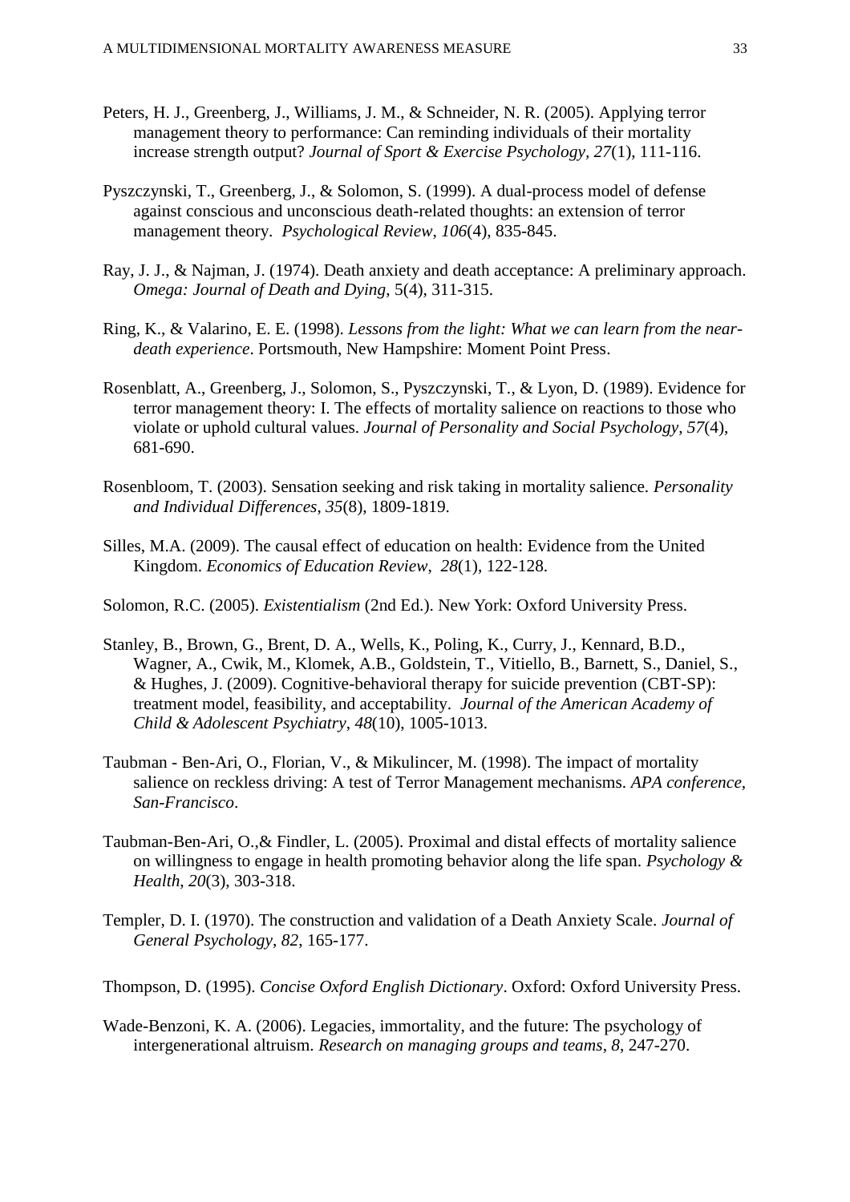Peters, H. J., Greenberg, J., Williams, J. M., & Schneider, N. R. (2005). Applying terror management theory to performance: Can reminding individuals of their mortality increase strength output? *Journal of Sport & Exercise Psychology, 27*(1), 111-116.

Pyszczynski, T., Greenberg, J., & Solomon, S. (1999). A dual-process model of defense against conscious and unconscious death-related thoughts: an extension of terror management theory. *Psychological Review, 106*(4), 835-845.

Ray, J. J., & Najman, J. (1974). Death anxiety and death acceptance: A preliminary approach. *Omega: Journal of Death and Dying*, 5(4), 311-315.

Ring, K., & Valarino, E. E. (1998). *Lessons from the light: What we can learn from the near-death experience*. Portsmouth, New Hampshire: Moment Point Press.

Rosenblatt, A., Greenberg, J., Solomon, S., Pyszczynski, T., & Lyon, D. (1989). Evidence for terror management theory: I. The effects of mortality salience on reactions to those who violate or uphold cultural values. *Journal of Personality and Social Psychology*, *57*(4), 681-690.

Rosenbloom, T. (2003). Sensation seeking and risk taking in mortality salience. *Personality and Individual Differences*, *35*(8), 1809-1819.

Silles, M.A. (2009). The causal effect of education on health: Evidence from the United Kingdom. *Economics of Education Review*, *28*(1), 122-128.

Solomon, R.C. (2005). *Existentialism* (2nd Ed.). New York: Oxford University Press.

Stanley, B., Brown, G., Brent, D. A., Wells, K., Poling, K., Curry, J., Kennard, B.D., Wagner, A., Cwik, M., Klomek, A.B., Goldstein, T., Vitiello, B., Barnett, S., Daniel, S., & Hughes, J. (2009). Cognitive-behavioral therapy for suicide prevention (CBT-SP): treatment model, feasibility, and acceptability. *Journal of the American Academy of Child & Adolescent Psychiatry*, *48*(10), 1005-1013.

Taubman - Ben-Ari, O., Florian, V., & Mikulincer, M. (1998). The impact of mortality salience on reckless driving: A test of Terror Management mechanisms. *APA conference, San-Francisco*.

Taubman-Ben-Ari, O.,& Findler, L. (2005). Proximal and distal effects of mortality salience on willingness to engage in health promoting behavior along the life span. *Psychology & Health*, *20*(3), 303-318.

Templer, D. I. (1970). The construction and validation of a Death Anxiety Scale. *Journal of General Psychology*, *82*, 165-177.

Thompson, D. (1995). *Concise Oxford English Dictionary*. Oxford: Oxford University Press.

Wade-Benzoni, K. A. (2006). Legacies, immortality, and the future: The psychology of intergenerational altruism. *Research on managing groups and teams*, *8*, 247-270.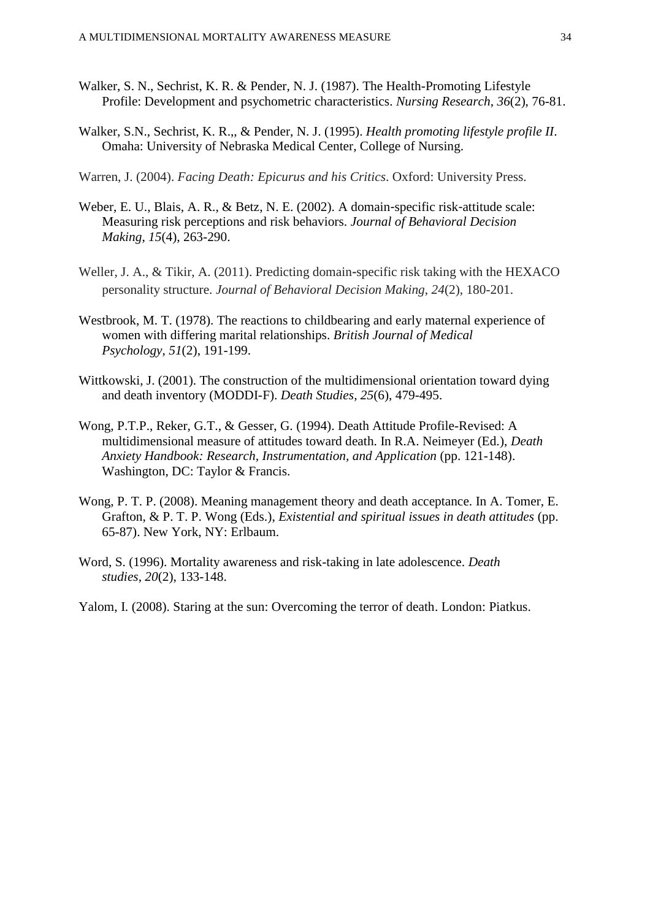Walker, S. N., Sechrist, K. R. & Pender, N. J. (1987). The Health-Promoting Lifestyle Profile: Development and psychometric characteristics. *Nursing Research*, *36*(2), 76-81.

Walker, S.N., Sechrist, K. R.,, & Pender, N. J. (1995). *Health promoting lifestyle profile II*. Omaha: University of Nebraska Medical Center, College of Nursing.

Warren, J. (2004). *Facing Death: Epicurus and his Critics*. Oxford: University Press.

Weber, E. U., Blais, A. R., & Betz, N. E. (2002). A domain‐specific risk‐attitude scale: Measuring risk perceptions and risk behaviors. *Journal of Behavioral Decision Making*, *15*(4), 263-290.

Weller, J. A., & Tikir, A. (2011). Predicting domain‐specific risk taking with the HEXACO personality structure. *Journal of Behavioral Decision Making*, *24*(2), 180-201.

Westbrook, M. T. (1978). The reactions to childbearing and early maternal experience of women with differing marital relationships. *British Journal of Medical Psychology*, *51*(2), 191-199.

Wittkowski, J. (2001). The construction of the multidimensional orientation toward dying and death inventory (MODDI-F). *Death Studies*, *25*(6), 479-495.

Wong, P.T.P., Reker, G.T., & Gesser, G. (1994). Death Attitude Profile-Revised: A multidimensional measure of attitudes toward death. In R.A. Neimeyer (Ed.), *Death Anxiety Handbook: Research, Instrumentation, and Application* (pp. 121-148). Washington, DC: Taylor & Francis.

Wong, P. T. P. (2008). Meaning management theory and death acceptance. In A. Tomer, E. Grafton, & P. T. P. Wong (Eds.), *Existential and spiritual issues in death attitudes* (pp. 65-87). New York, NY: Erlbaum.

Word, S. (1996). Mortality awareness and risk-taking in late adolescence. *Death studies*, *20*(2), 133-148.

Yalom, I. (2008). Staring at the sun: Overcoming the terror of death. London: Piatkus.